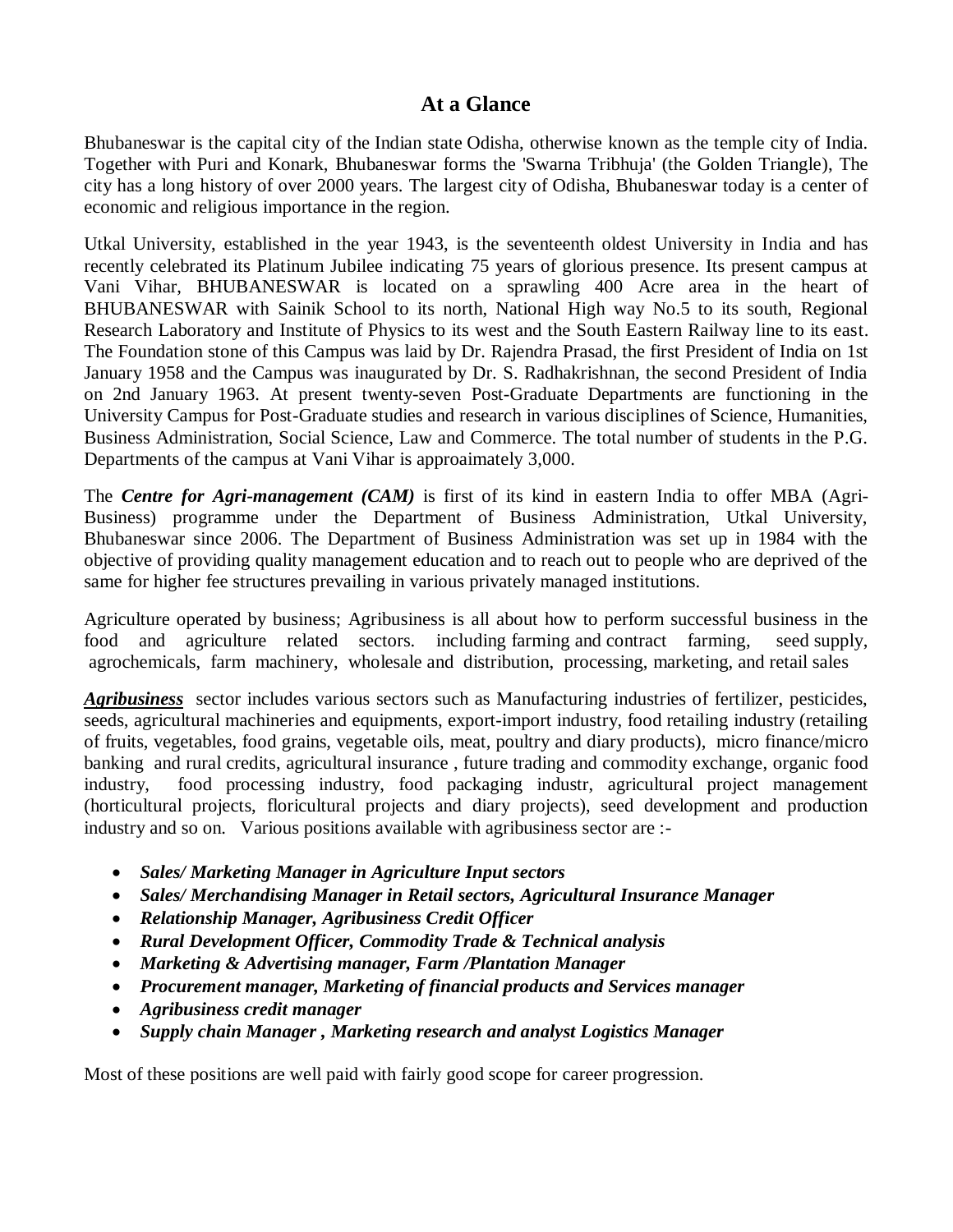# At a Glance

Bhubaneswar is the capital city of the Indian state Odisha, otherwise known as the temple city of India. Together with Puri and Konark, Bhubaneswar forms the 'Swarna Tribhuja' (the Golden Triangle), The city has a long history of over 2000 years. The largest city of Odisha, Bhubaneswar today is a center of economic and religious importance in the region.

Utkal University, established in the year 1943, is the seventeenth oldest University in India and has recently celebrated its Platinum Jubilee indicating 75 years of glorious presence. Its present campus at Vani Vihar, BHUBANESWAR is located on a sprawling 400 Acre area in the heart of BHUBANESWAR with Sainik School to its north, National High way No.5 to its south, Regional Research Laboratory and Institute of Physics to its west and the South Eastern Railway line to its east. The Foundation stone of this Campus was laid by Dr. Rajendra Prasad, the first President of India on 1st January 1958 and the Campus was inaugurated by Dr. S. Radhakrishnan, the second President of India on 2nd January 1963. At present twenty-seven Post-Graduate Departments are functioning in the University Campus for Post-Graduate studies and research in various disciplines of Science, Humanities, Business Administration, Social Science, Law and Commerce. The total number of students in the P.G. Departments of the campus at Vani Vihar is approaimately 3,000.

The ***Centre for Agri-management (CAM)*** is first of its kind in eastern India to offer MBA (Agri-Business) programme under the Department of Business Administration, Utkal University, Bhubaneswar since 2006. The Department of Business Administration was set up in 1984 with the objective of providing quality management education and to reach out to people who are deprived of the same for higher fee structures prevailing in various privately managed institutions.

Agriculture operated by business; Agribusiness is all about how to perform successful business in the food and agriculture related sectors. including farming and contract farming, seed supply, agrochemicals, farm machinery, wholesale and distribution, processing, marketing, and retail sales

***Agribusiness*** sector includes various sectors such as Manufacturing industries of fertilizer, pesticides, seeds, agricultural machineries and equipments, export-import industry, food retailing industry (retailing of fruits, vegetables, food grains, vegetable oils, meat, poultry and diary products), micro finance/micro banking and rural credits, agricultural insurance , future trading and commodity exchange, organic food industry, food processing industry, food packaging industr, agricultural project management (horticultural projects, floricultural projects and diary projects), seed development and production industry and so on. Various positions available with agribusiness sector are :-

- ***Sales/ Marketing Manager in Agriculture Input sectors***
- ***Sales/ Merchandising Manager in Retail sectors, Agricultural Insurance Manager***
- ***Relationship Manager, Agribusiness Credit Officer***
- ***Rural Development Officer, Commodity Trade & Technical analysis***
- ***Marketing & Advertising manager, Farm /Plantation Manager***
- ***Procurement manager, Marketing of financial products and Services manager***
- ***Agribusiness credit manager***
- ***Supply chain Manager , Marketing research and analyst Logistics Manager***

Most of these positions are well paid with fairly good scope for career progression.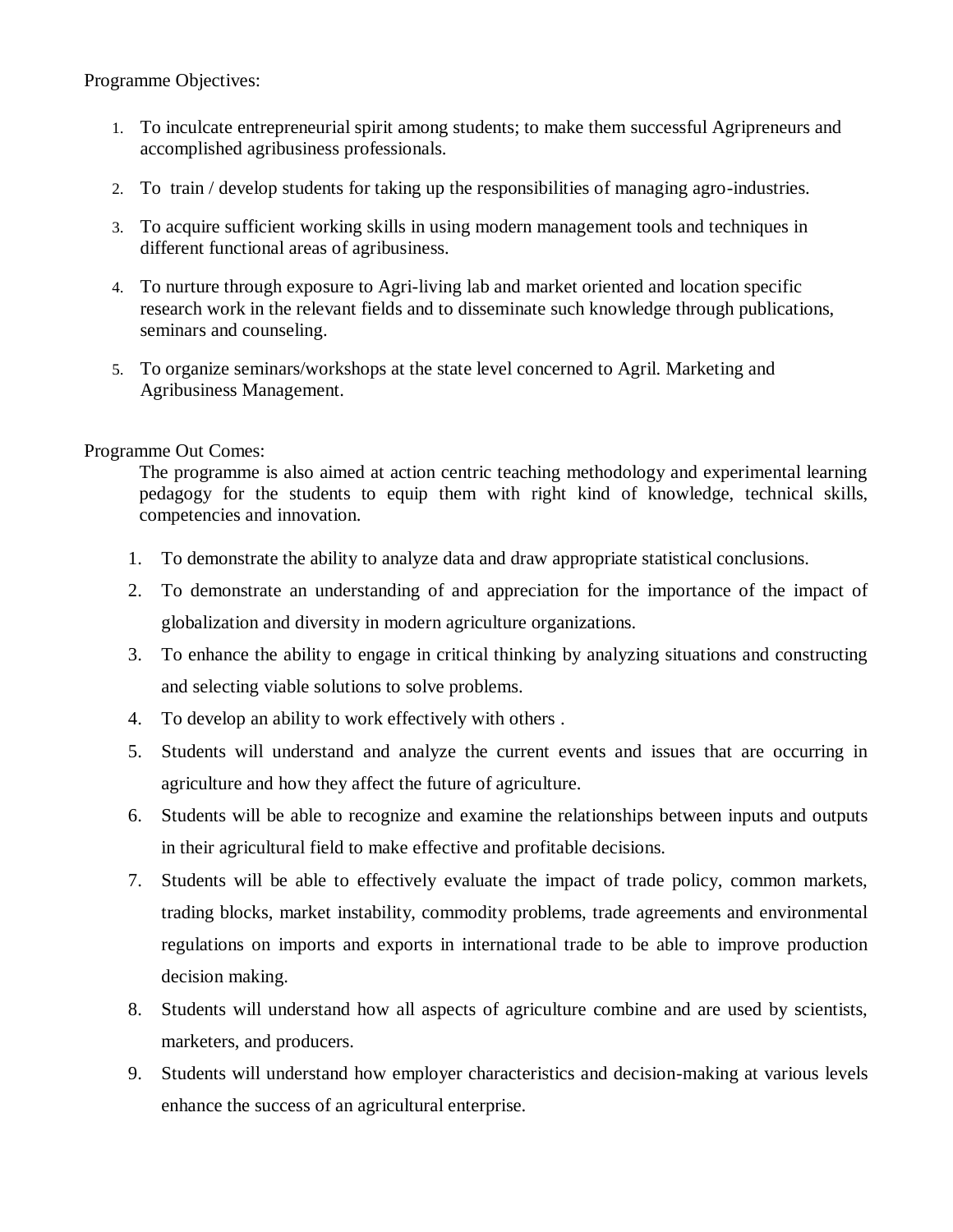Programme Objectives:

1. To inculcate entrepreneurial spirit among students; to make them successful Agripreneurs and accomplished agribusiness professionals.
2. To train / develop students for taking up the responsibilities of managing agro-industries.
3. To acquire sufficient working skills in using modern management tools and techniques in different functional areas of agribusiness.
4. To nurture through exposure to Agri-living lab and market oriented and location specific research work in the relevant fields and to disseminate such knowledge through publications, seminars and counseling.
5. To organize seminars/workshops at the state level concerned to Agril. Marketing and Agribusiness Management.

Programme Out Comes:

The programme is also aimed at action centric teaching methodology and experimental learning pedagogy for the students to equip them with right kind of knowledge, technical skills, competencies and innovation.

1. To demonstrate the ability to analyze data and draw appropriate statistical conclusions.
2. To demonstrate an understanding of and appreciation for the importance of the impact of globalization and diversity in modern agriculture organizations.
3. To enhance the ability to engage in critical thinking by analyzing situations and constructing and selecting viable solutions to solve problems.
4. To develop an ability to work effectively with others .
5. Students will understand and analyze the current events and issues that are occurring in agriculture and how they affect the future of agriculture.
6. Students will be able to recognize and examine the relationships between inputs and outputs in their agricultural field to make effective and profitable decisions.
7. Students will be able to effectively evaluate the impact of trade policy, common markets, trading blocks, market instability, commodity problems, trade agreements and environmental regulations on imports and exports in international trade to be able to improve production decision making.
8. Students will understand how all aspects of agriculture combine and are used by scientists, marketers, and producers.
9. Students will understand how employer characteristics and decision-making at various levels enhance the success of an agricultural enterprise.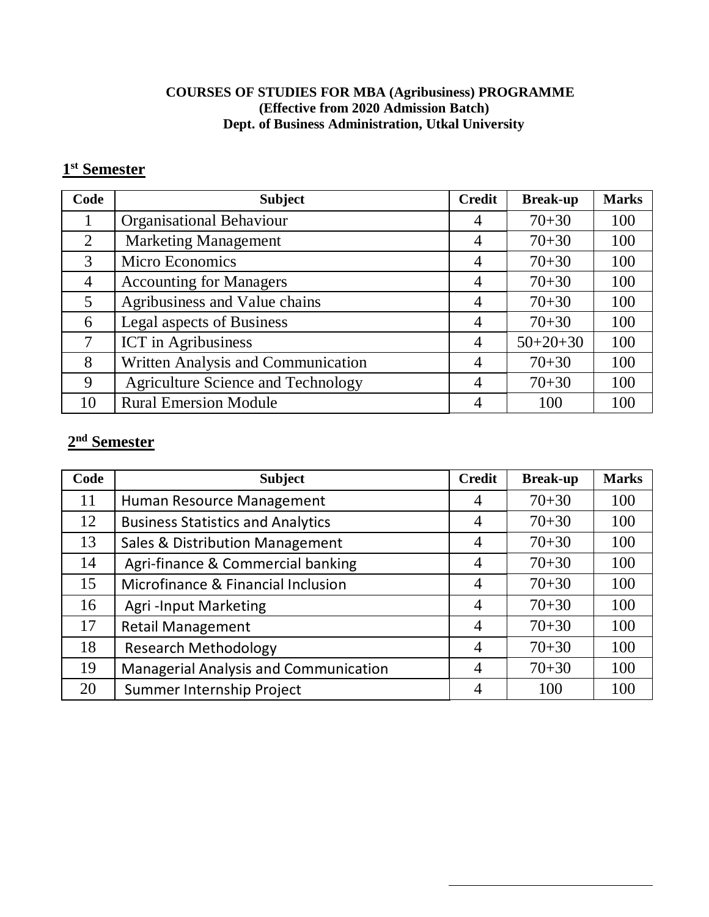**COURSES OF STUDIES FOR MBA (Agribusiness) PROGRAMME**
**(Effective from 2020 Admission Batch)**
**Dept. of Business Administration, Utkal University**

## 1st Semester

| Code | Subject | Credit | Break-up | Marks |
|---|---|---|---|---|
| 1 | Organisational Behaviour | 4 | 70+30 | 100 |
| 2 | Marketing Management | 4 | 70+30 | 100 |
| 3 | Micro Economics | 4 | 70+30 | 100 |
| 4 | Accounting for Managers | 4 | 70+30 | 100 |
| 5 | Agribusiness and Value chains | 4 | 70+30 | 100 |
| 6 | Legal aspects of Business | 4 | 70+30 | 100 |
| 7 | ICT in Agribusiness | 4 | 50+20+30 | 100 |
| 8 | Written Analysis and Communication | 4 | 70+30 | 100 |
| 9 | Agriculture Science and Technology | 4 | 70+30 | 100 |
| 10 | Rural Emersion Module | 4 | 100 | 100 |

## 2nd Semester

| Code | Subject | Credit | Break-up | Marks |
|---|---|---|---|---|
| 11 | Human Resource Management | 4 | 70+30 | 100 |
| 12 | Business Statistics and Analytics | 4 | 70+30 | 100 |
| 13 | Sales & Distribution Management | 4 | 70+30 | 100 |
| 14 | Agri-finance & Commercial banking | 4 | 70+30 | 100 |
| 15 | Microfinance & Financial Inclusion | 4 | 70+30 | 100 |
| 16 | Agri -Input Marketing | 4 | 70+30 | 100 |
| 17 | Retail Management | 4 | 70+30 | 100 |
| 18 | Research Methodology | 4 | 70+30 | 100 |
| 19 | Managerial Analysis and Communication | 4 | 70+30 | 100 |
| 20 | Summer Internship Project | 4 | 100 | 100 |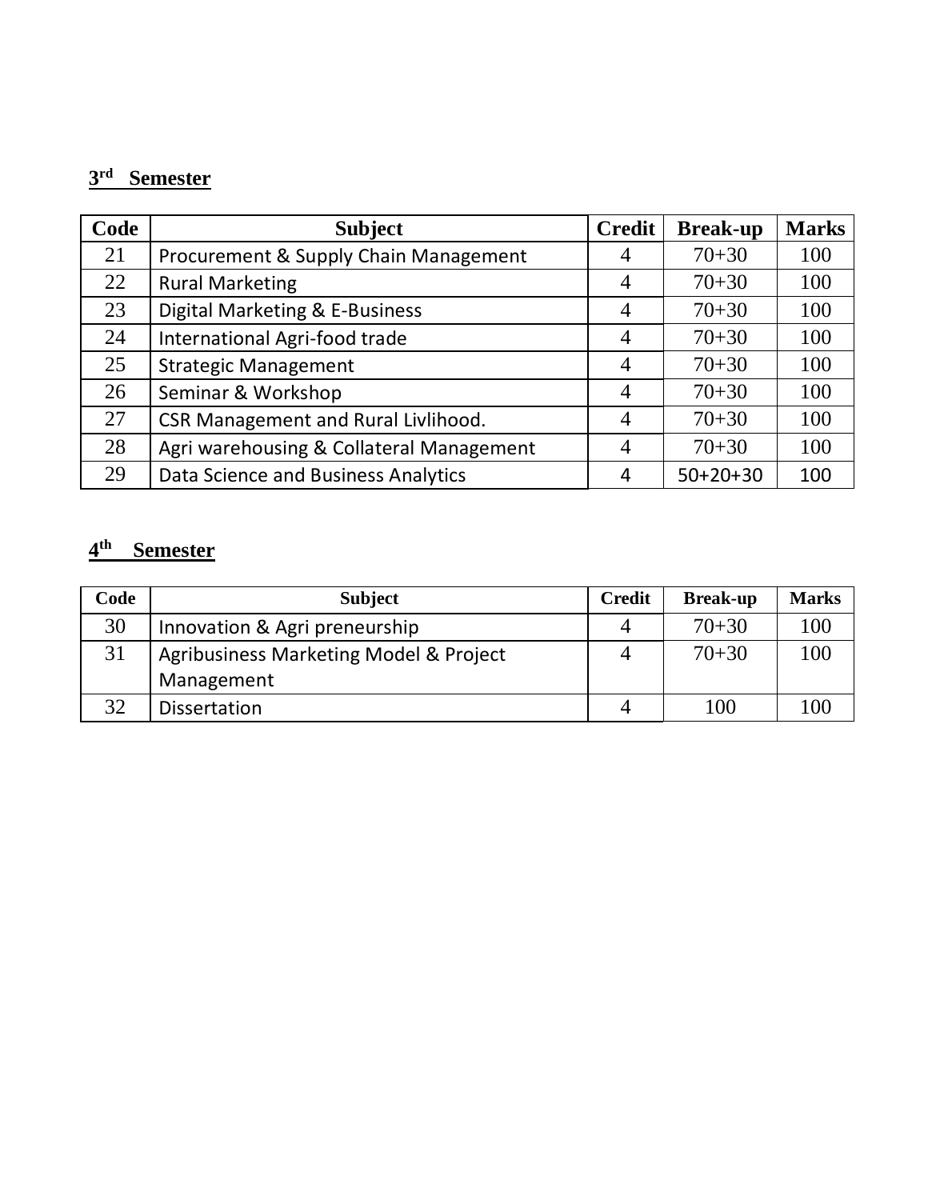## 3rd Semester

| Code | Subject | Credit | Break-up | Marks |
|---|---|---|---|---|
| 21 | Procurement & Supply Chain Management | 4 | 70+30 | 100 |
| 22 | Rural Marketing | 4 | 70+30 | 100 |
| 23 | Digital Marketing & E-Business | 4 | 70+30 | 100 |
| 24 | International Agri-food trade | 4 | 70+30 | 100 |
| 25 | Strategic Management | 4 | 70+30 | 100 |
| 26 | Seminar & Workshop | 4 | 70+30 | 100 |
| 27 | CSR Management and Rural Livlihood. | 4 | 70+30 | 100 |
| 28 | Agri warehousing & Collateral Management | 4 | 70+30 | 100 |
| 29 | Data Science and Business Analytics | 4 | 50+20+30 | 100 |

## 4th Semester

| Code | Subject | Credit | Break-up | Marks |
|---|---|---|---|---|
| 30 | Innovation & Agri preneurship | 4 | 70+30 | 100 |
| 31 | Agribusiness Marketing Model & Project Management | 4 | 70+30 | 100 |
| 32 | Dissertation | 4 | 100 | 100 |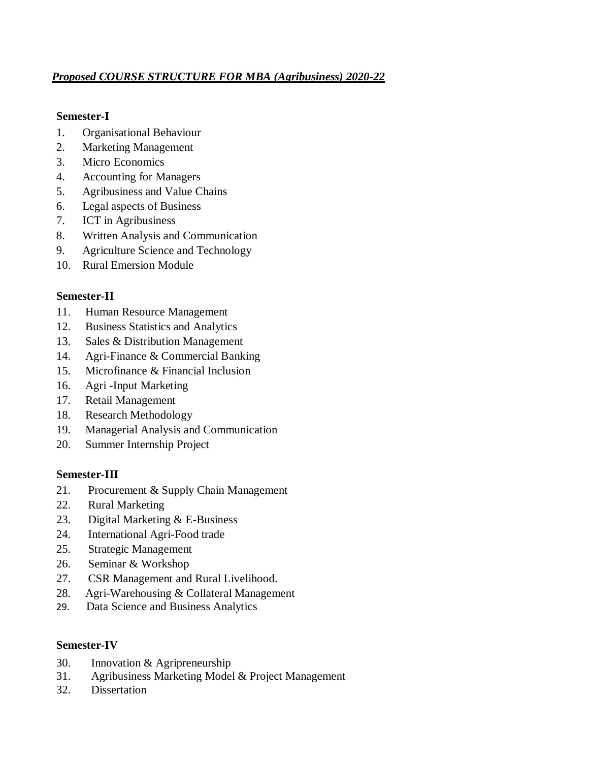***Proposed COURSE STRUCTURE FOR MBA (Agribusiness) 2020-22***

**Semester-I**

1. Organisational Behaviour
2. Marketing Management
3. Micro Economics
4. Accounting for Managers
5. Agribusiness and Value Chains
6. Legal aspects of Business
7. ICT in Agribusiness
8. Written Analysis and Communication
9. Agriculture Science and Technology
10. Rural Emersion Module

**Semester-II**

11. Human Resource Management
12. Business Statistics and Analytics
13. Sales & Distribution Management
14. Agri-Finance & Commercial Banking
15. Microfinance & Financial Inclusion
16. Agri -Input Marketing
17. Retail Management
18. Research Methodology
19. Managerial Analysis and Communication
20. Summer Internship Project

**Semester-III**

21. Procurement & Supply Chain Management
22. Rural Marketing
23. Digital Marketing & E-Business
24. International Agri-Food trade
25. Strategic Management
26. Seminar & Workshop
27. CSR Management and Rural Livelihood.
28. Agri-Warehousing & Collateral Management
29. Data Science and Business Analytics

**Semester-IV**

30. Innovation & Agripreneurship
31. Agribusiness Marketing Model & Project Management
32. Dissertation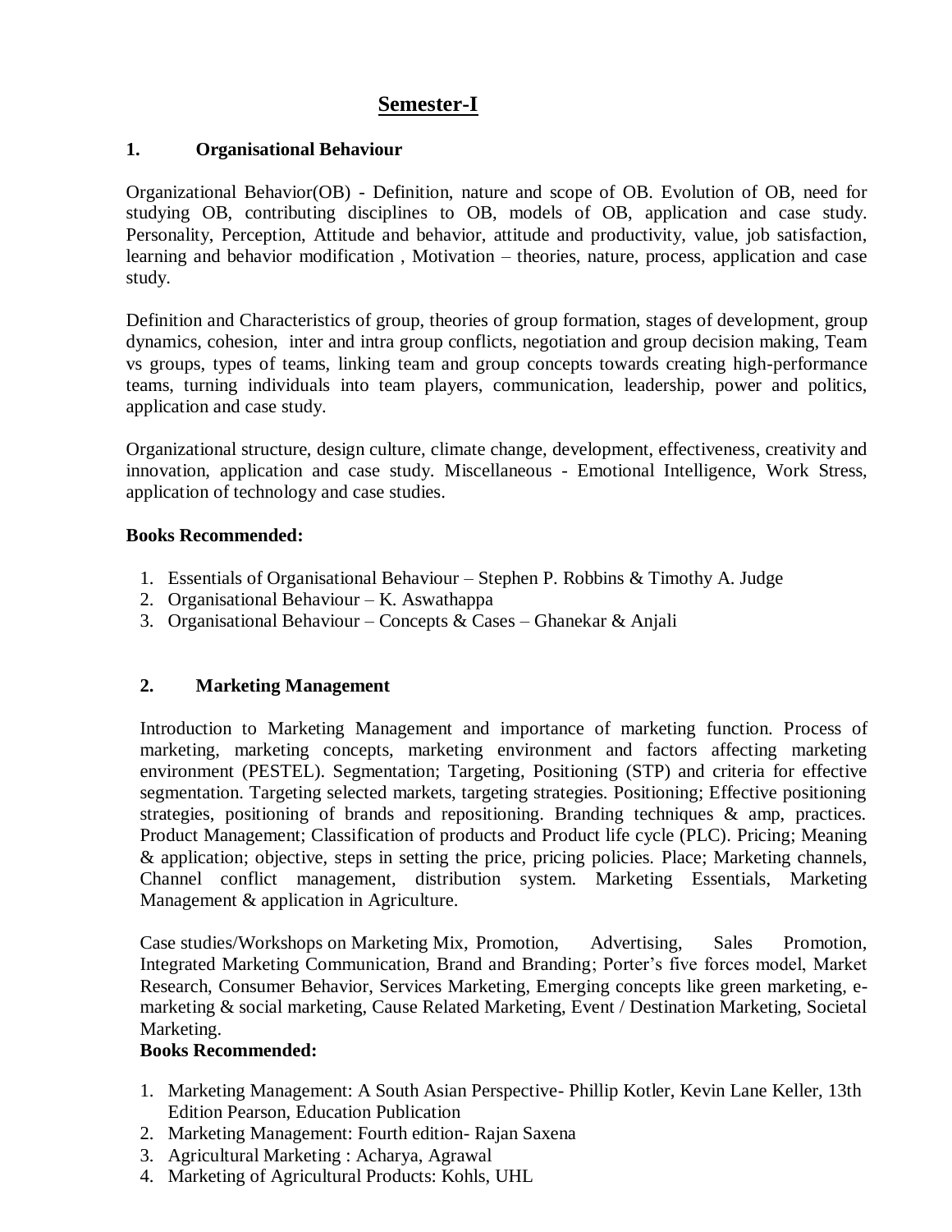# Semester-I

## 1. Organisational Behaviour

Organizational Behavior(OB) - Definition, nature and scope of OB. Evolution of OB, need for studying OB, contributing disciplines to OB, models of OB, application and case study. Personality, Perception, Attitude and behavior, attitude and productivity, value, job satisfaction, learning and behavior modification , Motivation – theories, nature, process, application and case study.

Definition and Characteristics of group, theories of group formation, stages of development, group dynamics, cohesion, inter and intra group conflicts, negotiation and group decision making, Team vs groups, types of teams, linking team and group concepts towards creating high-performance teams, turning individuals into team players, communication, leadership, power and politics, application and case study.

Organizational structure, design culture, climate change, development, effectiveness, creativity and innovation, application and case study. Miscellaneous - Emotional Intelligence, Work Stress, application of technology and case studies.

**Books Recommended:**

1. Essentials of Organisational Behaviour – Stephen P. Robbins & Timothy A. Judge
2. Organisational Behaviour – K. Aswathappa
3. Organisational Behaviour – Concepts & Cases – Ghanekar & Anjali

## 2. Marketing Management

Introduction to Marketing Management and importance of marketing function. Process of marketing, marketing concepts, marketing environment and factors affecting marketing environment (PESTEL). Segmentation; Targeting, Positioning (STP) and criteria for effective segmentation. Targeting selected markets, targeting strategies. Positioning; Effective positioning strategies, positioning of brands and repositioning. Branding techniques & amp, practices. Product Management; Classification of products and Product life cycle (PLC). Pricing; Meaning & application; objective, steps in setting the price, pricing policies. Place; Marketing channels, Channel conflict management, distribution system. Marketing Essentials, Marketing Management & application in Agriculture.

Case studies/Workshops on Marketing Mix, Promotion, Advertising, Sales Promotion, Integrated Marketing Communication, Brand and Branding; Porter's five forces model, Market Research, Consumer Behavior, Services Marketing, Emerging concepts like green marketing, e-marketing & social marketing, Cause Related Marketing, Event / Destination Marketing, Societal Marketing.

**Books Recommended:**

1. Marketing Management: A South Asian Perspective- Phillip Kotler, Kevin Lane Keller, 13th Edition Pearson, Education Publication
2. Marketing Management: Fourth edition- Rajan Saxena
3. Agricultural Marketing : Acharya, Agrawal
4. Marketing of Agricultural Products: Kohls, UHL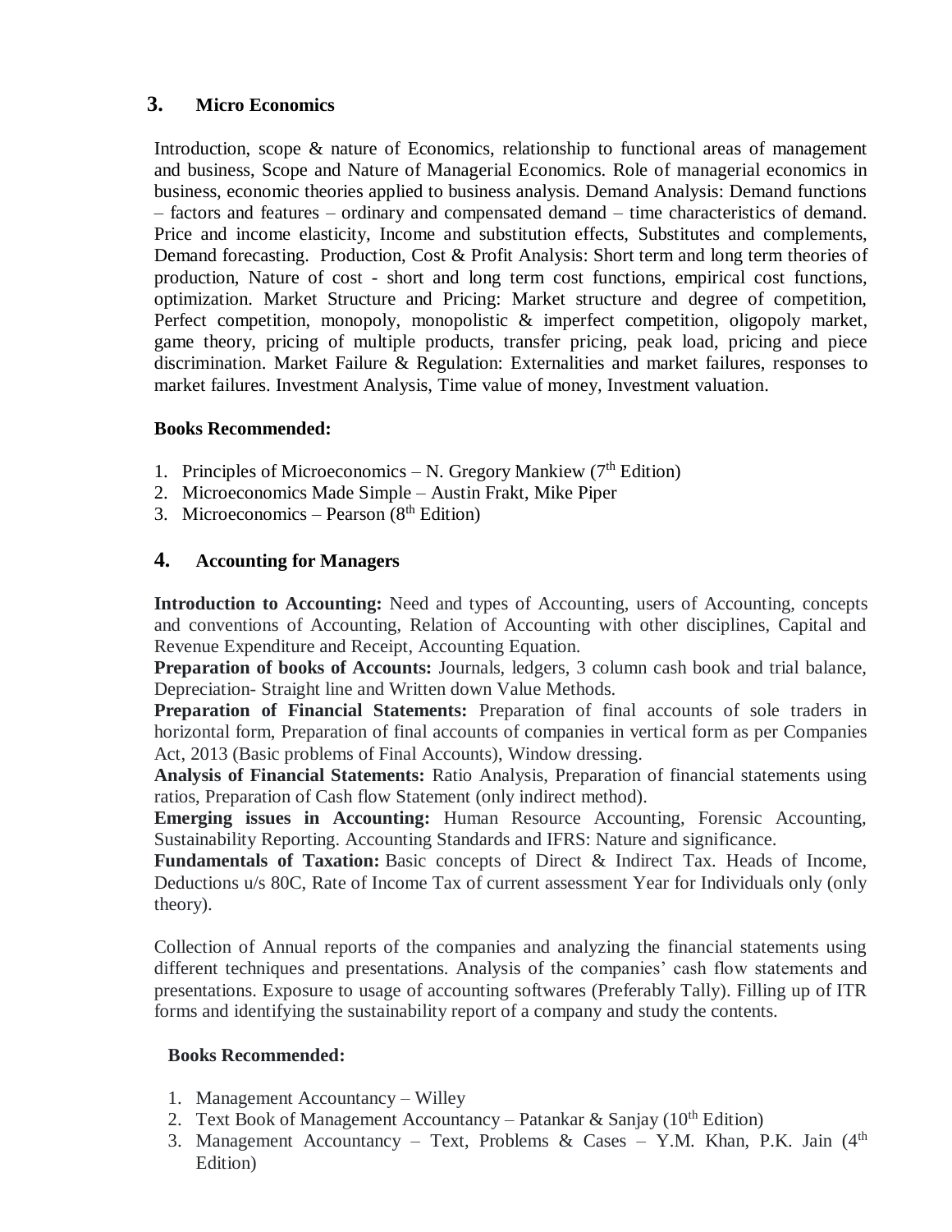## 3. Micro Economics

Introduction, scope & nature of Economics, relationship to functional areas of management and business, Scope and Nature of Managerial Economics. Role of managerial economics in business, economic theories applied to business analysis. Demand Analysis: Demand functions – factors and features – ordinary and compensated demand – time characteristics of demand. Price and income elasticity, Income and substitution effects, Substitutes and complements, Demand forecasting. Production, Cost & Profit Analysis: Short term and long term theories of production, Nature of cost - short and long term cost functions, empirical cost functions, optimization. Market Structure and Pricing: Market structure and degree of competition, Perfect competition, monopoly, monopolistic & imperfect competition, oligopoly market, game theory, pricing of multiple products, transfer pricing, peak load, pricing and piece discrimination. Market Failure & Regulation: Externalities and market failures, responses to market failures. Investment Analysis, Time value of money, Investment valuation.

**Books Recommended:**

1. Principles of Microeconomics – N. Gregory Mankiew (7th Edition)
2. Microeconomics Made Simple – Austin Frakt, Mike Piper
3. Microeconomics – Pearson (8th Edition)

## 4. Accounting for Managers

**Introduction to Accounting:** Need and types of Accounting, users of Accounting, concepts and conventions of Accounting, Relation of Accounting with other disciplines, Capital and Revenue Expenditure and Receipt, Accounting Equation.

**Preparation of books of Accounts:** Journals, ledgers, 3 column cash book and trial balance, Depreciation- Straight line and Written down Value Methods.

**Preparation of Financial Statements:** Preparation of final accounts of sole traders in horizontal form, Preparation of final accounts of companies in vertical form as per Companies Act, 2013 (Basic problems of Final Accounts), Window dressing.

**Analysis of Financial Statements:** Ratio Analysis, Preparation of financial statements using ratios, Preparation of Cash flow Statement (only indirect method).

**Emerging issues in Accounting:** Human Resource Accounting, Forensic Accounting, Sustainability Reporting. Accounting Standards and IFRS: Nature and significance.

**Fundamentals of Taxation:** Basic concepts of Direct & Indirect Tax. Heads of Income, Deductions u/s 80C, Rate of Income Tax of current assessment Year for Individuals only (only theory).

Collection of Annual reports of the companies and analyzing the financial statements using different techniques and presentations. Analysis of the companies' cash flow statements and presentations. Exposure to usage of accounting softwares (Preferably Tally). Filling up of ITR forms and identifying the sustainability report of a company and study the contents.

**Books Recommended:**

1. Management Accountancy – Willey
2. Text Book of Management Accountancy – Patankar & Sanjay (10th Edition)
3. Management Accountancy – Text, Problems & Cases – Y.M. Khan, P.K. Jain (4th Edition)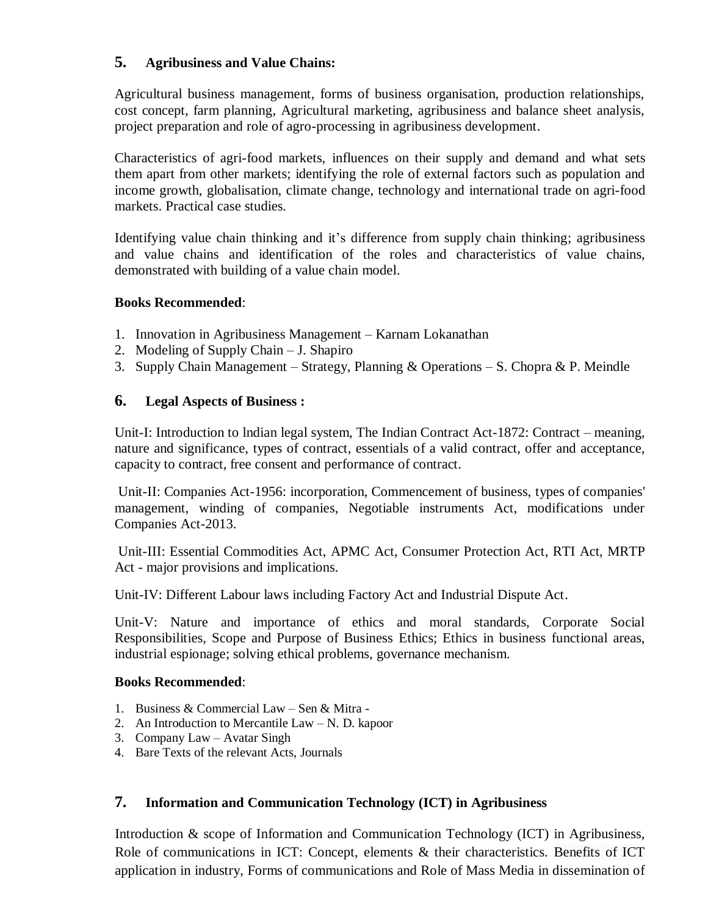### 5. Agribusiness and Value Chains:

Agricultural business management, forms of business organisation, production relationships, cost concept, farm planning, Agricultural marketing, agribusiness and balance sheet analysis, project preparation and role of agro-processing in agribusiness development.

Characteristics of agri-food markets, influences on their supply and demand and what sets them apart from other markets; identifying the role of external factors such as population and income growth, globalisation, climate change, technology and international trade on agri-food markets. Practical case studies.

Identifying value chain thinking and it's difference from supply chain thinking; agribusiness and value chains and identification of the roles and characteristics of value chains, demonstrated with building of a value chain model.

**Books Recommended**:

1. Innovation in Agribusiness Management – Karnam Lokanathan
2. Modeling of Supply Chain – J. Shapiro
3. Supply Chain Management – Strategy, Planning & Operations – S. Chopra & P. Meindle

### 6. Legal Aspects of Business :

Unit-I: Introduction to lndian legal system, The Indian Contract Act-1872: Contract – meaning, nature and significance, types of contract, essentials of a valid contract, offer and acceptance, capacity to contract, free consent and performance of contract.

Unit-II: Companies Act-1956: incorporation, Commencement of business, types of companies' management, winding of companies, Negotiable instruments Act, modifications under Companies Act-2013.

Unit-III: Essential Commodities Act, APMC Act, Consumer Protection Act, RTI Act, MRTP Act - major provisions and implications.

Unit-IV: Different Labour laws including Factory Act and Industrial Dispute Act.

Unit-V: Nature and importance of ethics and moral standards, Corporate Social Responsibilities, Scope and Purpose of Business Ethics; Ethics in business functional areas, industrial espionage; solving ethical problems, governance mechanism.

**Books Recommended**:

1. Business & Commercial Law – Sen & Mitra -
2. An Introduction to Mercantile Law – N. D. kapoor
3. Company Law – Avatar Singh
4. Bare Texts of the relevant Acts, Journals

### 7. Information and Communication Technology (ICT) in Agribusiness

Introduction & scope of Information and Communication Technology (ICT) in Agribusiness, Role of communications in ICT: Concept, elements & their characteristics. Benefits of ICT application in industry, Forms of communications and Role of Mass Media in dissemination of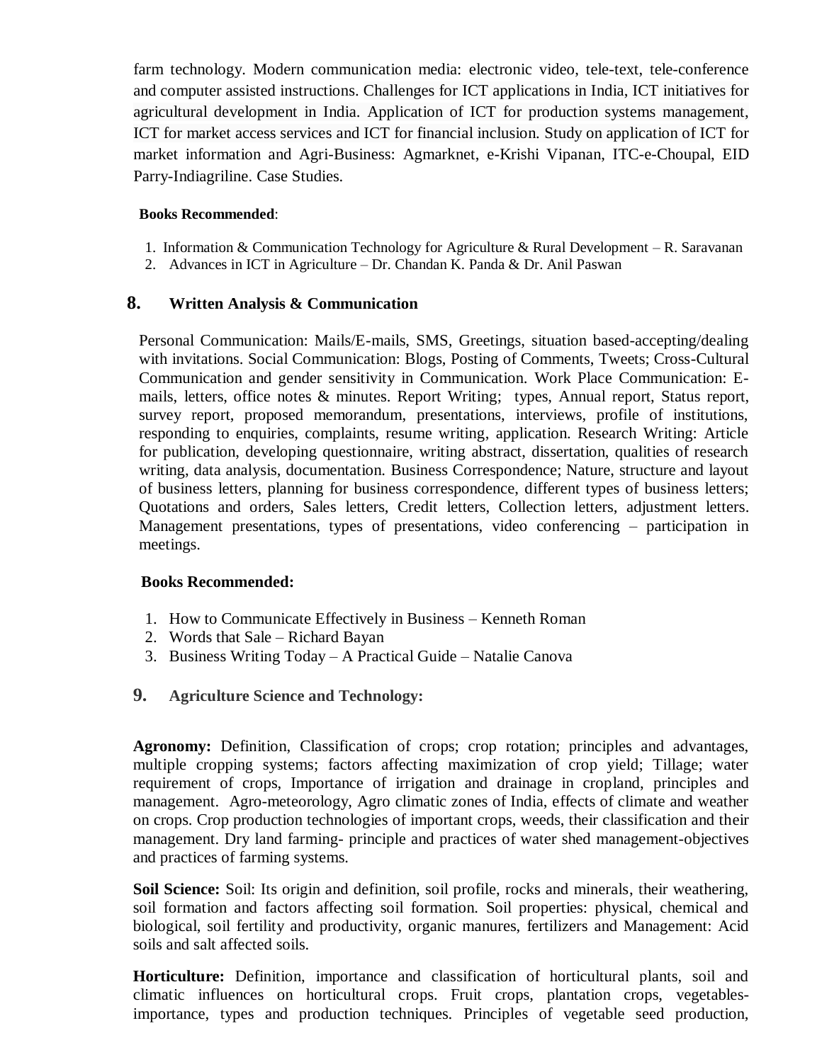farm technology. Modern communication media: electronic video, tele-text, tele-conference and computer assisted instructions. Challenges for ICT applications in India, ICT initiatives for agricultural development in India. Application of ICT for production systems management, ICT for market access services and ICT for financial inclusion. Study on application of ICT for market information and Agri-Business: Agmarknet, e-Krishi Vipanan, ITC-e-Choupal, EID Parry-Indiagriline. Case Studies.

**Books Recommended**:

1. Information & Communication Technology for Agriculture & Rural Development – R. Saravanan
2. Advances in ICT in Agriculture – Dr. Chandan K. Panda & Dr. Anil Paswan

## 8. Written Analysis & Communication

Personal Communication: Mails/E-mails, SMS, Greetings, situation based-accepting/dealing with invitations. Social Communication: Blogs, Posting of Comments, Tweets; Cross-Cultural Communication and gender sensitivity in Communication. Work Place Communication: E-mails, letters, office notes & minutes. Report Writing; types, Annual report, Status report, survey report, proposed memorandum, presentations, interviews, profile of institutions, responding to enquiries, complaints, resume writing, application. Research Writing: Article for publication, developing questionnaire, writing abstract, dissertation, qualities of research writing, data analysis, documentation. Business Correspondence; Nature, structure and layout of business letters, planning for business correspondence, different types of business letters; Quotations and orders, Sales letters, Credit letters, Collection letters, adjustment letters. Management presentations, types of presentations, video conferencing – participation in meetings.

**Books Recommended:**

1. How to Communicate Effectively in Business – Kenneth Roman
2. Words that Sale – Richard Bayan
3. Business Writing Today – A Practical Guide – Natalie Canova

## 9. Agriculture Science and Technology:

**Agronomy:** Definition, Classification of crops; crop rotation; principles and advantages, multiple cropping systems; factors affecting maximization of crop yield; Tillage; water requirement of crops, Importance of irrigation and drainage in cropland, principles and management. Agro-meteorology, Agro climatic zones of India, effects of climate and weather on crops. Crop production technologies of important crops, weeds, their classification and their management. Dry land farming- principle and practices of water shed management-objectives and practices of farming systems.

**Soil Science:** Soil: Its origin and definition, soil profile, rocks and minerals, their weathering, soil formation and factors affecting soil formation. Soil properties: physical, chemical and biological, soil fertility and productivity, organic manures, fertilizers and Management: Acid soils and salt affected soils.

**Horticulture:** Definition, importance and classification of horticultural plants, soil and climatic influences on horticultural crops. Fruit crops, plantation crops, vegetables-importance, types and production techniques. Principles of vegetable seed production,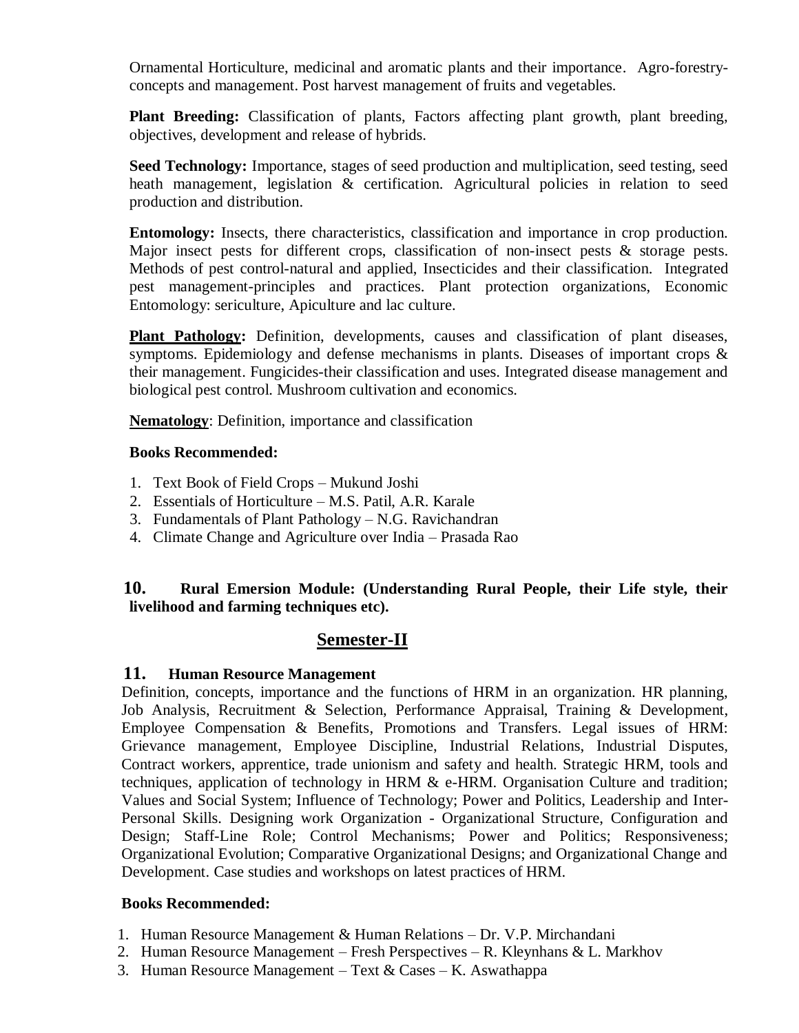Ornamental Horticulture, medicinal and aromatic plants and their importance. Agro-forestry-concepts and management. Post harvest management of fruits and vegetables.

**Plant Breeding:** Classification of plants, Factors affecting plant growth, plant breeding, objectives, development and release of hybrids.

**Seed Technology:** Importance, stages of seed production and multiplication, seed testing, seed heath management, legislation & certification. Agricultural policies in relation to seed production and distribution.

**Entomology:** Insects, there characteristics, classification and importance in crop production. Major insect pests for different crops, classification of non-insect pests & storage pests. Methods of pest control-natural and applied, Insecticides and their classification. Integrated pest management-principles and practices. Plant protection organizations, Economic Entomology: sericulture, Apiculture and lac culture.

**Plant Pathology:** Definition, developments, causes and classification of plant diseases, symptoms. Epidemiology and defense mechanisms in plants. Diseases of important crops & their management. Fungicides-their classification and uses. Integrated disease management and biological pest control. Mushroom cultivation and economics.

**Nematology**: Definition, importance and classification

**Books Recommended:**

1. Text Book of Field Crops – Mukund Joshi
2. Essentials of Horticulture – M.S. Patil, A.R. Karale
3. Fundamentals of Plant Pathology – N.G. Ravichandran
4. Climate Change and Agriculture over India – Prasada Rao

### 10. Rural Emersion Module: (Understanding Rural People, their Life style, their livelihood and farming techniques etc).

## Semester-II

### 11. Human Resource Management

Definition, concepts, importance and the functions of HRM in an organization. HR planning, Job Analysis, Recruitment & Selection, Performance Appraisal, Training & Development, Employee Compensation & Benefits, Promotions and Transfers. Legal issues of HRM: Grievance management, Employee Discipline, Industrial Relations, Industrial Disputes, Contract workers, apprentice, trade unionism and safety and health. Strategic HRM, tools and techniques, application of technology in HRM & e-HRM. Organisation Culture and tradition; Values and Social System; Influence of Technology; Power and Politics, Leadership and Inter-Personal Skills. Designing work Organization - Organizational Structure, Configuration and Design; Staff-Line Role; Control Mechanisms; Power and Politics; Responsiveness; Organizational Evolution; Comparative Organizational Designs; and Organizational Change and Development. Case studies and workshops on latest practices of HRM.

**Books Recommended:**

1. Human Resource Management & Human Relations – Dr. V.P. Mirchandani
2. Human Resource Management – Fresh Perspectives – R. Kleynhans & L. Markhov
3. Human Resource Management – Text & Cases – K. Aswathappa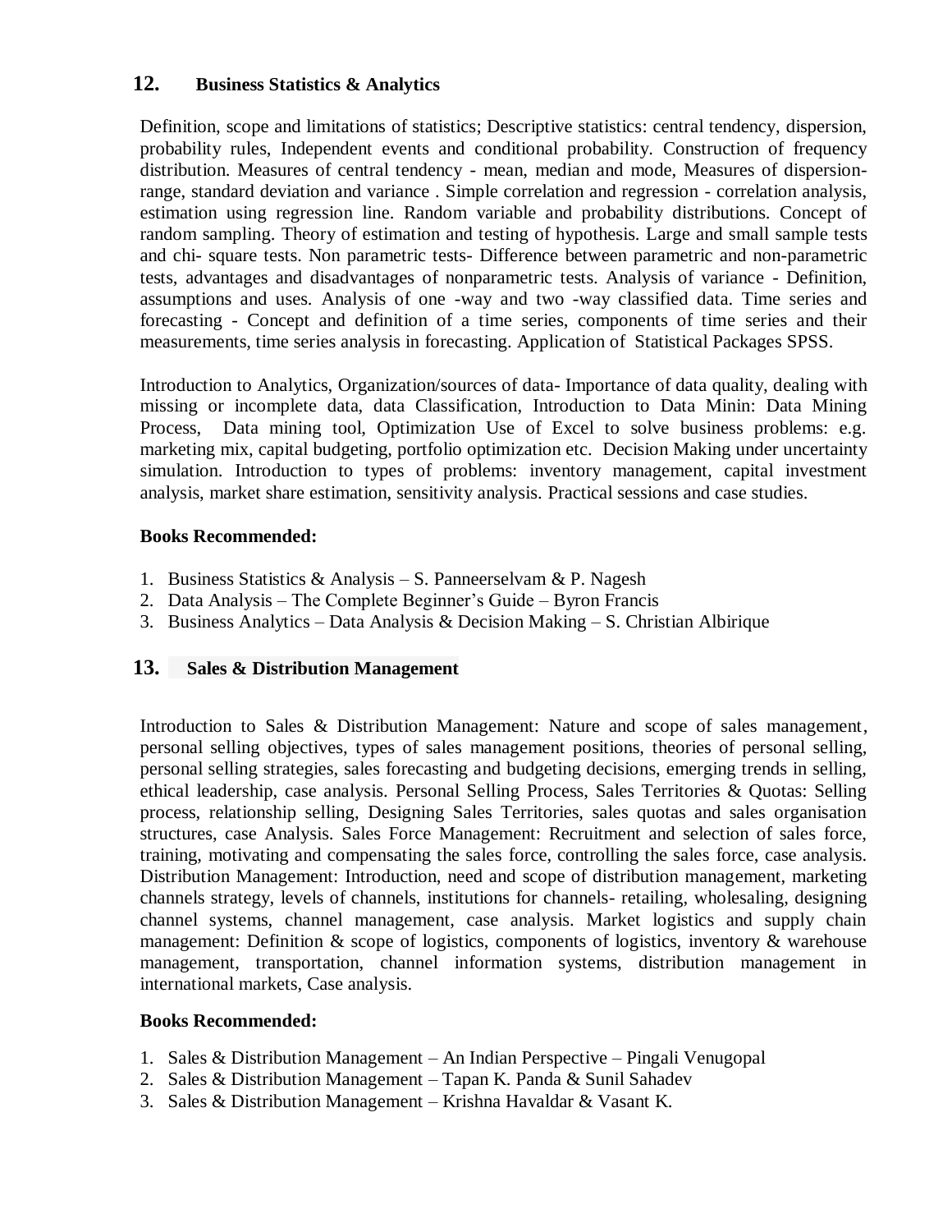## 12. Business Statistics & Analytics

Definition, scope and limitations of statistics; Descriptive statistics: central tendency, dispersion, probability rules, Independent events and conditional probability. Construction of frequency distribution. Measures of central tendency - mean, median and mode, Measures of dispersion-range, standard deviation and variance . Simple correlation and regression - correlation analysis, estimation using regression line. Random variable and probability distributions. Concept of random sampling. Theory of estimation and testing of hypothesis. Large and small sample tests and chi- square tests. Non parametric tests- Difference between parametric and non-parametric tests, advantages and disadvantages of nonparametric tests. Analysis of variance - Definition, assumptions and uses. Analysis of one -way and two -way classified data. Time series and forecasting - Concept and definition of a time series, components of time series and their measurements, time series analysis in forecasting. Application of Statistical Packages SPSS.

Introduction to Analytics, Organization/sources of data- Importance of data quality, dealing with missing or incomplete data, data Classification, Introduction to Data Minin: Data Mining Process, Data mining tool, Optimization Use of Excel to solve business problems: e.g. marketing mix, capital budgeting, portfolio optimization etc. Decision Making under uncertainty simulation. Introduction to types of problems: inventory management, capital investment analysis, market share estimation, sensitivity analysis. Practical sessions and case studies.

**Books Recommended:**

1. Business Statistics & Analysis – S. Panneerselvam & P. Nagesh
2. Data Analysis – The Complete Beginner's Guide – Byron Francis
3. Business Analytics – Data Analysis & Decision Making – S. Christian Albirique

## 13. Sales & Distribution Management

Introduction to Sales & Distribution Management: Nature and scope of sales management, personal selling objectives, types of sales management positions, theories of personal selling, personal selling strategies, sales forecasting and budgeting decisions, emerging trends in selling, ethical leadership, case analysis. Personal Selling Process, Sales Territories & Quotas: Selling process, relationship selling, Designing Sales Territories, sales quotas and sales organisation structures, case Analysis. Sales Force Management: Recruitment and selection of sales force, training, motivating and compensating the sales force, controlling the sales force, case analysis. Distribution Management: Introduction, need and scope of distribution management, marketing channels strategy, levels of channels, institutions for channels- retailing, wholesaling, designing channel systems, channel management, case analysis. Market logistics and supply chain management: Definition & scope of logistics, components of logistics, inventory & warehouse management, transportation, channel information systems, distribution management in international markets, Case analysis.

**Books Recommended:**

1. Sales & Distribution Management – An Indian Perspective – Pingali Venugopal
2. Sales & Distribution Management – Tapan K. Panda & Sunil Sahadev
3. Sales & Distribution Management – Krishna Havaldar & Vasant K.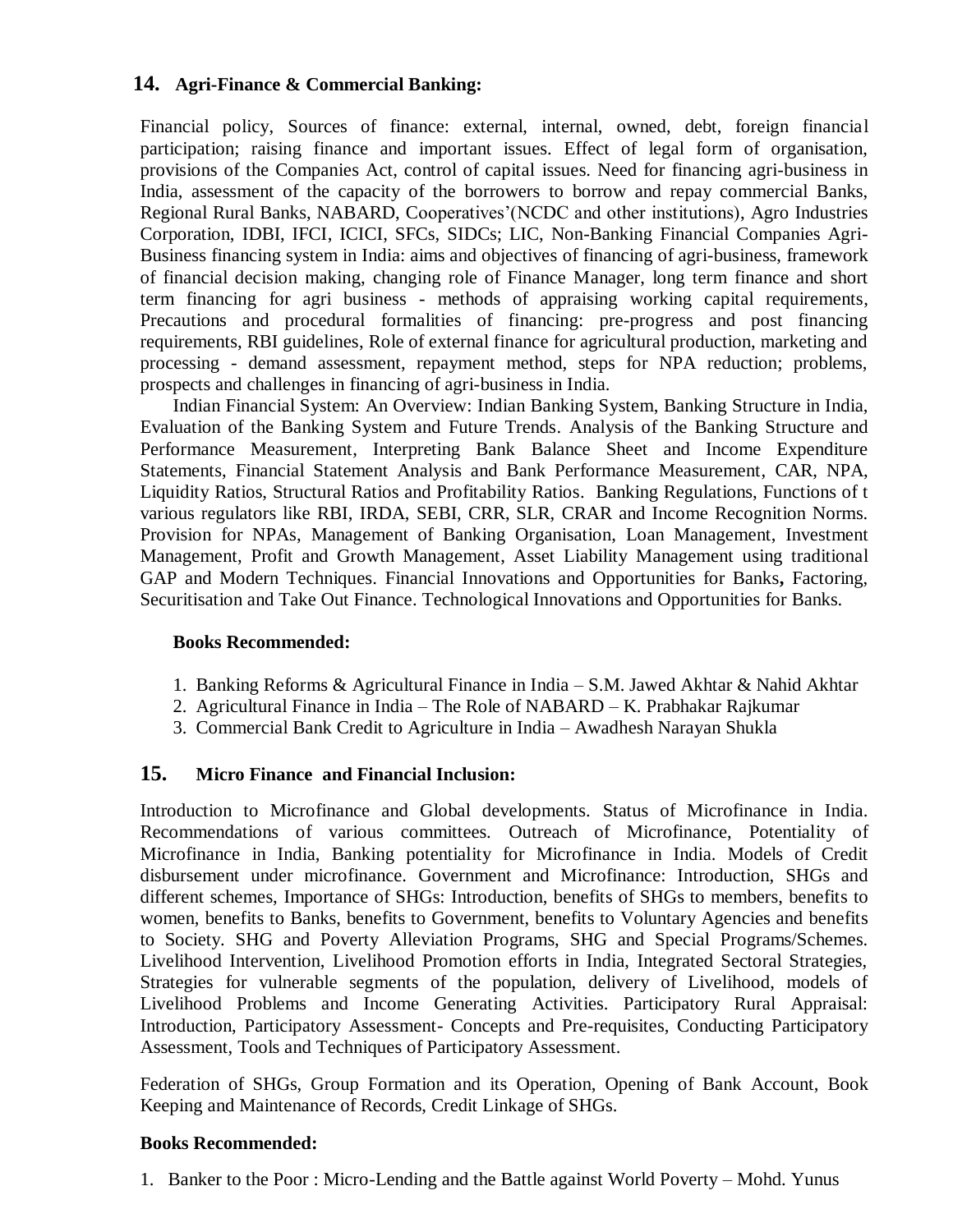## 14. Agri-Finance & Commercial Banking:

Financial policy, Sources of finance: external, internal, owned, debt, foreign financial participation; raising finance and important issues. Effect of legal form of organisation, provisions of the Companies Act, control of capital issues. Need for financing agri-business in India, assessment of the capacity of the borrowers to borrow and repay commercial Banks, Regional Rural Banks, NABARD, Cooperatives'(NCDC and other institutions), Agro Industries Corporation, IDBI, IFCI, ICICI, SFCs, SIDCs; LIC, Non-Banking Financial Companies Agri-Business financing system in India: aims and objectives of financing of agri-business, framework of financial decision making, changing role of Finance Manager, long term finance and short term financing for agri business - methods of appraising working capital requirements, Precautions and procedural formalities of financing: pre-progress and post financing requirements, RBI guidelines, Role of external finance for agricultural production, marketing and processing - demand assessment, repayment method, steps for NPA reduction; problems, prospects and challenges in financing of agri-business in India.

Indian Financial System: An Overview: Indian Banking System, Banking Structure in India, Evaluation of the Banking System and Future Trends. Analysis of the Banking Structure and Performance Measurement, Interpreting Bank Balance Sheet and Income Expenditure Statements, Financial Statement Analysis and Bank Performance Measurement, CAR, NPA, Liquidity Ratios, Structural Ratios and Profitability Ratios. Banking Regulations, Functions of t various regulators like RBI, IRDA, SEBI, CRR, SLR, CRAR and Income Recognition Norms. Provision for NPAs, Management of Banking Organisation, Loan Management, Investment Management, Profit and Growth Management, Asset Liability Management using traditional GAP and Modern Techniques. Financial Innovations and Opportunities for Banks**,** Factoring, Securitisation and Take Out Finance. Technological Innovations and Opportunities for Banks.

**Books Recommended:**

1. Banking Reforms & Agricultural Finance in India – S.M. Jawed Akhtar & Nahid Akhtar
2. Agricultural Finance in India – The Role of NABARD – K. Prabhakar Rajkumar
3. Commercial Bank Credit to Agriculture in India – Awadhesh Narayan Shukla

## 15. Micro Finance and Financial Inclusion:

Introduction to Microfinance and Global developments. Status of Microfinance in India. Recommendations of various committees. Outreach of Microfinance, Potentiality of Microfinance in India, Banking potentiality for Microfinance in India. Models of Credit disbursement under microfinance. Government and Microfinance: Introduction, SHGs and different schemes, Importance of SHGs: Introduction, benefits of SHGs to members, benefits to women, benefits to Banks, benefits to Government, benefits to Voluntary Agencies and benefits to Society. SHG and Poverty Alleviation Programs, SHG and Special Programs/Schemes. Livelihood Intervention, Livelihood Promotion efforts in India, Integrated Sectoral Strategies, Strategies for vulnerable segments of the population, delivery of Livelihood, models of Livelihood Problems and Income Generating Activities. Participatory Rural Appraisal: Introduction, Participatory Assessment- Concepts and Pre-requisites, Conducting Participatory Assessment, Tools and Techniques of Participatory Assessment.

Federation of SHGs, Group Formation and its Operation, Opening of Bank Account, Book Keeping and Maintenance of Records, Credit Linkage of SHGs.

**Books Recommended:**

1. Banker to the Poor : Micro-Lending and the Battle against World Poverty – Mohd. Yunus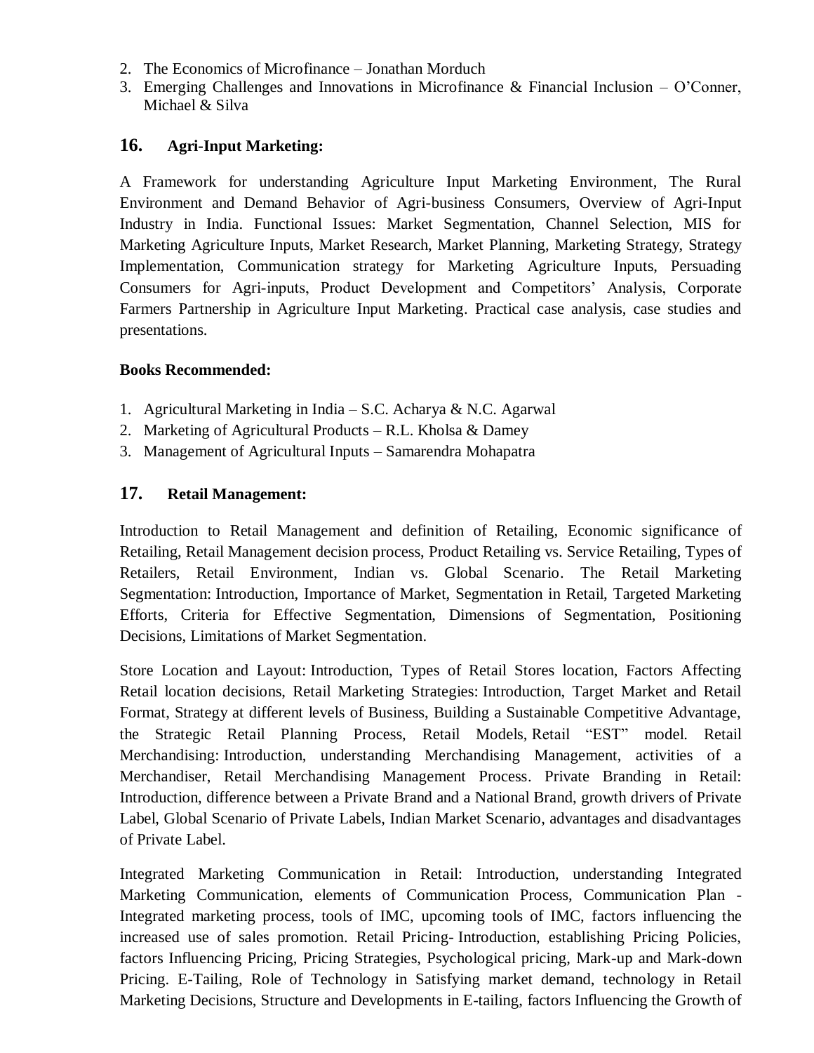2. The Economics of Microfinance – Jonathan Morduch
3. Emerging Challenges and Innovations in Microfinance & Financial Inclusion – O'Conner, Michael & Silva

## 16. Agri-Input Marketing:

A Framework for understanding Agriculture Input Marketing Environment, The Rural Environment and Demand Behavior of Agri-business Consumers, Overview of Agri-Input Industry in India. Functional Issues: Market Segmentation, Channel Selection, MIS for Marketing Agriculture Inputs, Market Research, Market Planning, Marketing Strategy, Strategy Implementation, Communication strategy for Marketing Agriculture Inputs, Persuading Consumers for Agri-inputs, Product Development and Competitors' Analysis, Corporate Farmers Partnership in Agriculture Input Marketing. Practical case analysis, case studies and presentations.

**Books Recommended:**

1. Agricultural Marketing in India – S.C. Acharya & N.C. Agarwal
2. Marketing of Agricultural Products – R.L. Kholsa & Damey
3. Management of Agricultural Inputs – Samarendra Mohapatra

## 17. Retail Management:

Introduction to Retail Management and definition of Retailing, Economic significance of Retailing, Retail Management decision process, Product Retailing vs. Service Retailing, Types of Retailers, Retail Environment, Indian vs. Global Scenario. The Retail Marketing Segmentation: Introduction, Importance of Market, Segmentation in Retail, Targeted Marketing Efforts, Criteria for Effective Segmentation, Dimensions of Segmentation, Positioning Decisions, Limitations of Market Segmentation.

Store Location and Layout: Introduction, Types of Retail Stores location, Factors Affecting Retail location decisions, Retail Marketing Strategies: Introduction, Target Market and Retail Format, Strategy at different levels of Business, Building a Sustainable Competitive Advantage, the Strategic Retail Planning Process, Retail Models, Retail "EST" model. Retail Merchandising: Introduction, understanding Merchandising Management, activities of a Merchandiser, Retail Merchandising Management Process. Private Branding in Retail: Introduction, difference between a Private Brand and a National Brand, growth drivers of Private Label, Global Scenario of Private Labels, Indian Market Scenario, advantages and disadvantages of Private Label.

Integrated Marketing Communication in Retail: Introduction, understanding Integrated Marketing Communication, elements of Communication Process, Communication Plan - Integrated marketing process, tools of IMC, upcoming tools of IMC, factors influencing the increased use of sales promotion. Retail Pricing- Introduction, establishing Pricing Policies, factors Influencing Pricing, Pricing Strategies, Psychological pricing, Mark-up and Mark-down Pricing. E-Tailing, Role of Technology in Satisfying market demand, technology in Retail Marketing Decisions, Structure and Developments in E-tailing, factors Influencing the Growth of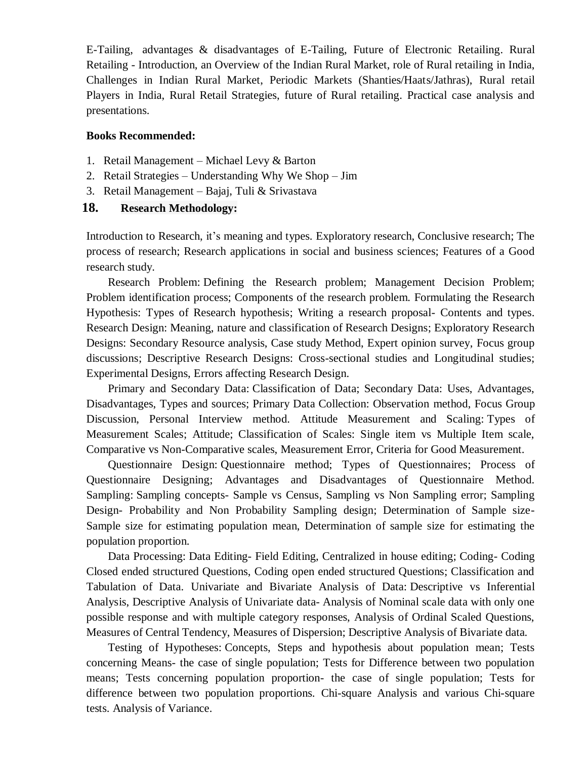E-Tailing, advantages & disadvantages of E-Tailing, Future of Electronic Retailing. Rural Retailing - Introduction, an Overview of the Indian Rural Market, role of Rural retailing in India, Challenges in Indian Rural Market, Periodic Markets (Shanties/Haats/Jathras), Rural retail Players in India, Rural Retail Strategies, future of Rural retailing. Practical case analysis and presentations.

**Books Recommended:**

1. Retail Management – Michael Levy & Barton
2. Retail Strategies – Understanding Why We Shop – Jim
3. Retail Management – Bajaj, Tuli & Srivastava

## 18. Research Methodology:

Introduction to Research, it's meaning and types. Exploratory research, Conclusive research; The process of research; Research applications in social and business sciences; Features of a Good research study.

Research Problem: Defining the Research problem; Management Decision Problem; Problem identification process; Components of the research problem. Formulating the Research Hypothesis: Types of Research hypothesis; Writing a research proposal- Contents and types. Research Design: Meaning, nature and classification of Research Designs; Exploratory Research Designs: Secondary Resource analysis, Case study Method, Expert opinion survey, Focus group discussions; Descriptive Research Designs: Cross-sectional studies and Longitudinal studies; Experimental Designs, Errors affecting Research Design.

Primary and Secondary Data: Classification of Data; Secondary Data: Uses, Advantages, Disadvantages, Types and sources; Primary Data Collection: Observation method, Focus Group Discussion, Personal Interview method. Attitude Measurement and Scaling: Types of Measurement Scales; Attitude; Classification of Scales: Single item vs Multiple Item scale, Comparative vs Non-Comparative scales, Measurement Error, Criteria for Good Measurement.

Questionnaire Design: Questionnaire method; Types of Questionnaires; Process of Questionnaire Designing; Advantages and Disadvantages of Questionnaire Method. Sampling: Sampling concepts- Sample vs Census, Sampling vs Non Sampling error; Sampling Design- Probability and Non Probability Sampling design; Determination of Sample size- Sample size for estimating population mean, Determination of sample size for estimating the population proportion.

Data Processing: Data Editing- Field Editing, Centralized in house editing; Coding- Coding Closed ended structured Questions, Coding open ended structured Questions; Classification and Tabulation of Data. Univariate and Bivariate Analysis of Data: Descriptive vs Inferential Analysis, Descriptive Analysis of Univariate data- Analysis of Nominal scale data with only one possible response and with multiple category responses, Analysis of Ordinal Scaled Questions, Measures of Central Tendency, Measures of Dispersion; Descriptive Analysis of Bivariate data.

Testing of Hypotheses: Concepts, Steps and hypothesis about population mean; Tests concerning Means- the case of single population; Tests for Difference between two population means; Tests concerning population proportion- the case of single population; Tests for difference between two population proportions. Chi-square Analysis and various Chi-square tests. Analysis of Variance.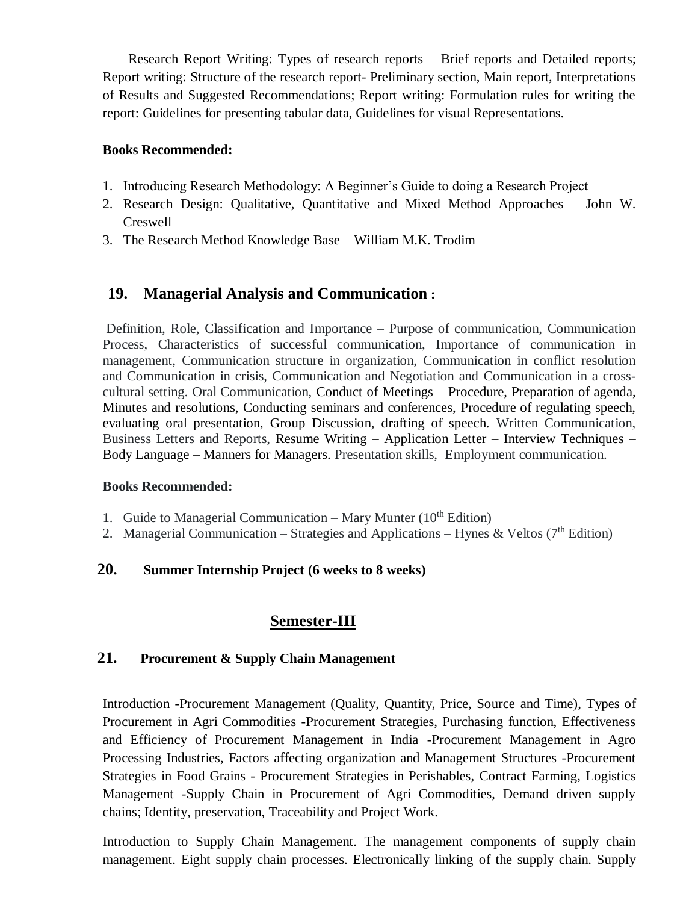Research Report Writing: Types of research reports – Brief reports and Detailed reports; Report writing: Structure of the research report- Preliminary section, Main report, Interpretations of Results and Suggested Recommendations; Report writing: Formulation rules for writing the report: Guidelines for presenting tabular data, Guidelines for visual Representations.

**Books Recommended:**

1. Introducing Research Methodology: A Beginner's Guide to doing a Research Project
2. Research Design: Qualitative, Quantitative and Mixed Method Approaches – John W. Creswell
3. The Research Method Knowledge Base – William M.K. Trodim

## 19. Managerial Analysis and Communication :

Definition, Role, Classification and Importance – Purpose of communication, Communication Process, Characteristics of successful communication, Importance of communication in management, Communication structure in organization, Communication in conflict resolution and Communication in crisis, Communication and Negotiation and Communication in a cross-cultural setting. Oral Communication, Conduct of Meetings – Procedure, Preparation of agenda, Minutes and resolutions, Conducting seminars and conferences, Procedure of regulating speech, evaluating oral presentation, Group Discussion, drafting of speech. Written Communication, Business Letters and Reports, Resume Writing – Application Letter – Interview Techniques – Body Language – Manners for Managers. Presentation skills, Employment communication.

**Books Recommended:**

1. Guide to Managerial Communication – Mary Munter (10th Edition)
2. Managerial Communication – Strategies and Applications – Hynes & Veltos (7th Edition)

## 20. Summer Internship Project (6 weeks to 8 weeks)

# Semester-III

## 21. Procurement & Supply Chain Management

Introduction -Procurement Management (Quality, Quantity, Price, Source and Time), Types of Procurement in Agri Commodities -Procurement Strategies, Purchasing function, Effectiveness and Efficiency of Procurement Management in India -Procurement Management in Agro Processing Industries, Factors affecting organization and Management Structures -Procurement Strategies in Food Grains - Procurement Strategies in Perishables, Contract Farming, Logistics Management -Supply Chain in Procurement of Agri Commodities, Demand driven supply chains; Identity, preservation, Traceability and Project Work.

Introduction to Supply Chain Management. The management components of supply chain management. Eight supply chain processes. Electronically linking of the supply chain. Supply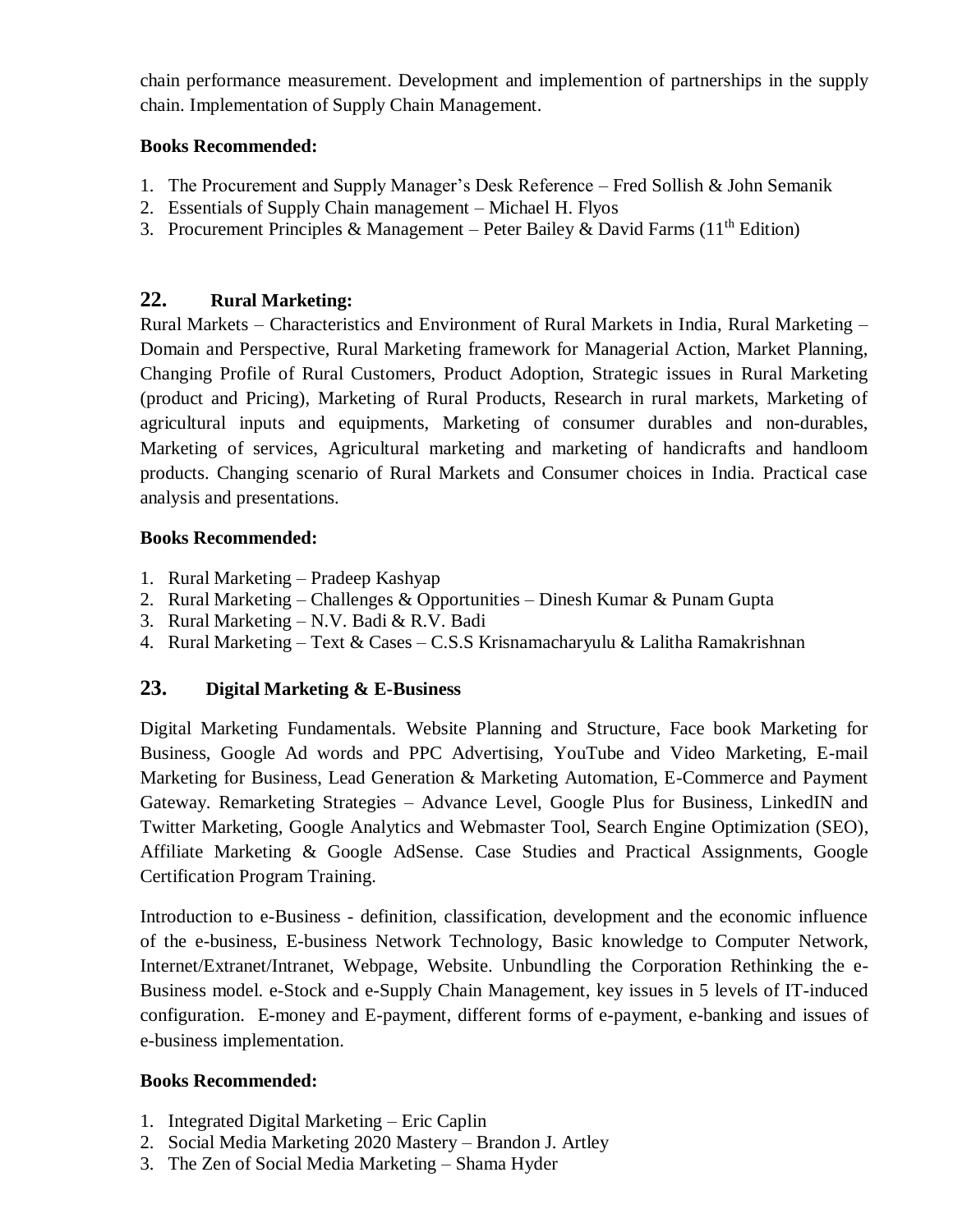chain performance measurement. Development and implemention of partnerships in the supply chain. Implementation of Supply Chain Management.

**Books Recommended:**

1. The Procurement and Supply Manager's Desk Reference – Fred Sollish & John Semanik
2. Essentials of Supply Chain management – Michael H. Flyos
3. Procurement Principles & Management – Peter Bailey & David Farms (11th Edition)

## 22. Rural Marketing:

Rural Markets – Characteristics and Environment of Rural Markets in India, Rural Marketing – Domain and Perspective, Rural Marketing framework for Managerial Action, Market Planning, Changing Profile of Rural Customers, Product Adoption, Strategic issues in Rural Marketing (product and Pricing), Marketing of Rural Products, Research in rural markets, Marketing of agricultural inputs and equipments, Marketing of consumer durables and non-durables, Marketing of services, Agricultural marketing and marketing of handicrafts and handloom products. Changing scenario of Rural Markets and Consumer choices in India. Practical case analysis and presentations.

**Books Recommended:**

1. Rural Marketing – Pradeep Kashyap
2. Rural Marketing – Challenges & Opportunities – Dinesh Kumar & Punam Gupta
3. Rural Marketing – N.V. Badi & R.V. Badi
4. Rural Marketing – Text & Cases – C.S.S Krisnamacharyulu & Lalitha Ramakrishnan

## 23. Digital Marketing & E-Business

Digital Marketing Fundamentals. Website Planning and Structure, Face book Marketing for Business, Google Ad words and PPC Advertising, YouTube and Video Marketing, E-mail Marketing for Business, Lead Generation & Marketing Automation, E-Commerce and Payment Gateway. Remarketing Strategies – Advance Level, Google Plus for Business, LinkedIN and Twitter Marketing, Google Analytics and Webmaster Tool, Search Engine Optimization (SEO), Affiliate Marketing & Google AdSense. Case Studies and Practical Assignments, Google Certification Program Training.

Introduction to e-Business - definition, classification, development and the economic influence of the e-business, E-business Network Technology, Basic knowledge to Computer Network, Internet/Extranet/Intranet, Webpage, Website. Unbundling the Corporation Rethinking the e-Business model. e-Stock and e-Supply Chain Management, key issues in 5 levels of IT-induced configuration. E-money and E-payment, different forms of e-payment, e-banking and issues of e-business implementation.

**Books Recommended:**

1. Integrated Digital Marketing – Eric Caplin
2. Social Media Marketing 2020 Mastery – Brandon J. Artley
3. The Zen of Social Media Marketing – Shama Hyder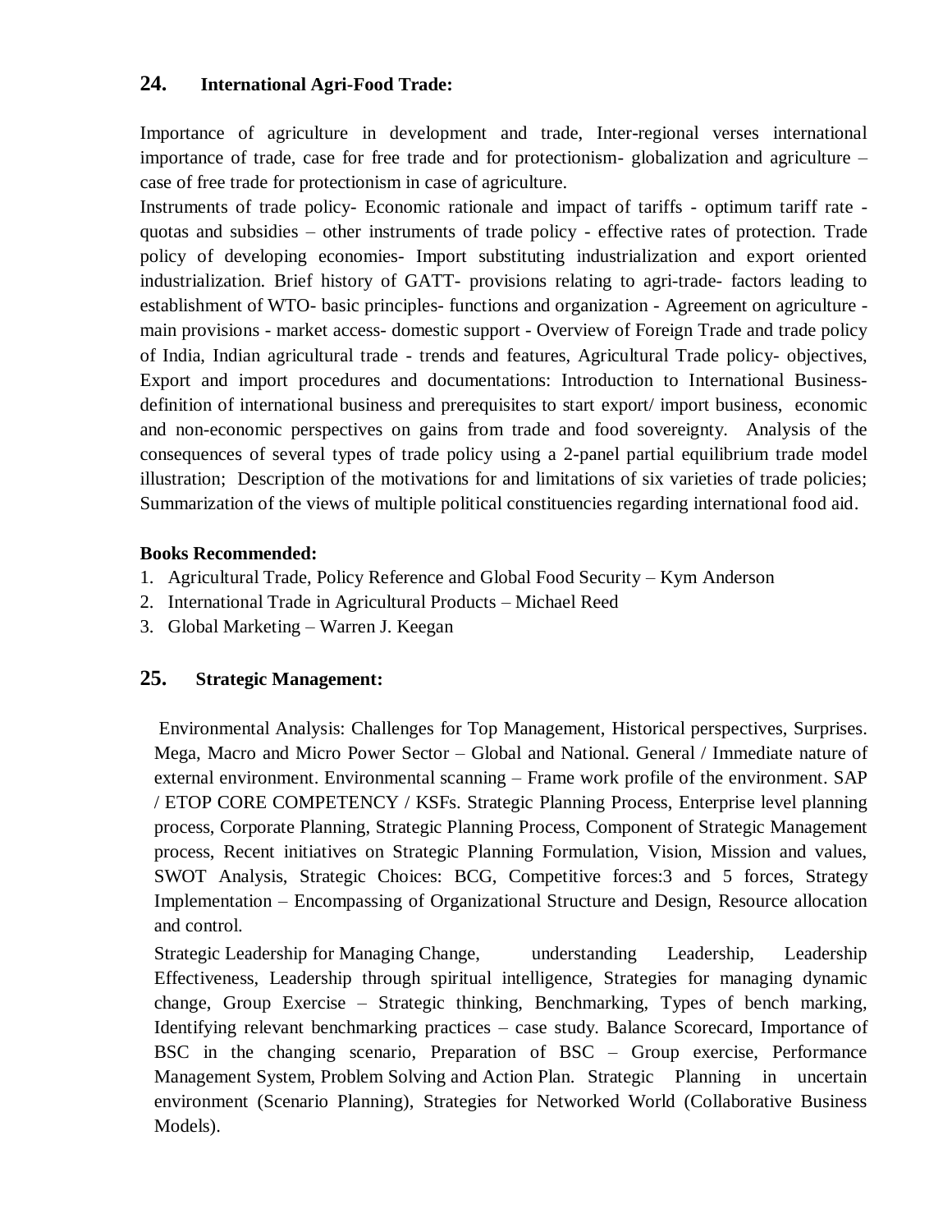## 24. International Agri-Food Trade:

Importance of agriculture in development and trade, Inter-regional verses international importance of trade, case for free trade and for protectionism- globalization and agriculture – case of free trade for protectionism in case of agriculture.

Instruments of trade policy- Economic rationale and impact of tariffs - optimum tariff rate - quotas and subsidies – other instruments of trade policy - effective rates of protection. Trade policy of developing economies- Import substituting industrialization and export oriented industrialization. Brief history of GATT- provisions relating to agri-trade- factors leading to establishment of WTO- basic principles- functions and organization - Agreement on agriculture - main provisions - market access- domestic support - Overview of Foreign Trade and trade policy of India, Indian agricultural trade - trends and features, Agricultural Trade policy- objectives, Export and import procedures and documentations: Introduction to International Business- definition of international business and prerequisites to start export/ import business, economic and non-economic perspectives on gains from trade and food sovereignty. Analysis of the consequences of several types of trade policy using a 2-panel partial equilibrium trade model illustration; Description of the motivations for and limitations of six varieties of trade policies; Summarization of the views of multiple political constituencies regarding international food aid.

**Books Recommended:**

1. Agricultural Trade, Policy Reference and Global Food Security – Kym Anderson
2. International Trade in Agricultural Products – Michael Reed
3. Global Marketing – Warren J. Keegan

## 25. Strategic Management:

Environmental Analysis: Challenges for Top Management, Historical perspectives, Surprises. Mega, Macro and Micro Power Sector – Global and National. General / Immediate nature of external environment. Environmental scanning – Frame work profile of the environment. SAP / ETOP CORE COMPETENCY / KSFs. Strategic Planning Process, Enterprise level planning process, Corporate Planning, Strategic Planning Process, Component of Strategic Management process, Recent initiatives on Strategic Planning Formulation, Vision, Mission and values, SWOT Analysis, Strategic Choices: BCG, Competitive forces:3 and 5 forces, Strategy Implementation – Encompassing of Organizational Structure and Design, Resource allocation and control.

Strategic Leadership for Managing Change, understanding Leadership, Leadership Effectiveness, Leadership through spiritual intelligence, Strategies for managing dynamic change, Group Exercise – Strategic thinking, Benchmarking, Types of bench marking, Identifying relevant benchmarking practices – case study. Balance Scorecard, Importance of BSC in the changing scenario, Preparation of BSC – Group exercise, Performance Management System, Problem Solving and Action Plan. Strategic Planning in uncertain environment (Scenario Planning), Strategies for Networked World (Collaborative Business Models).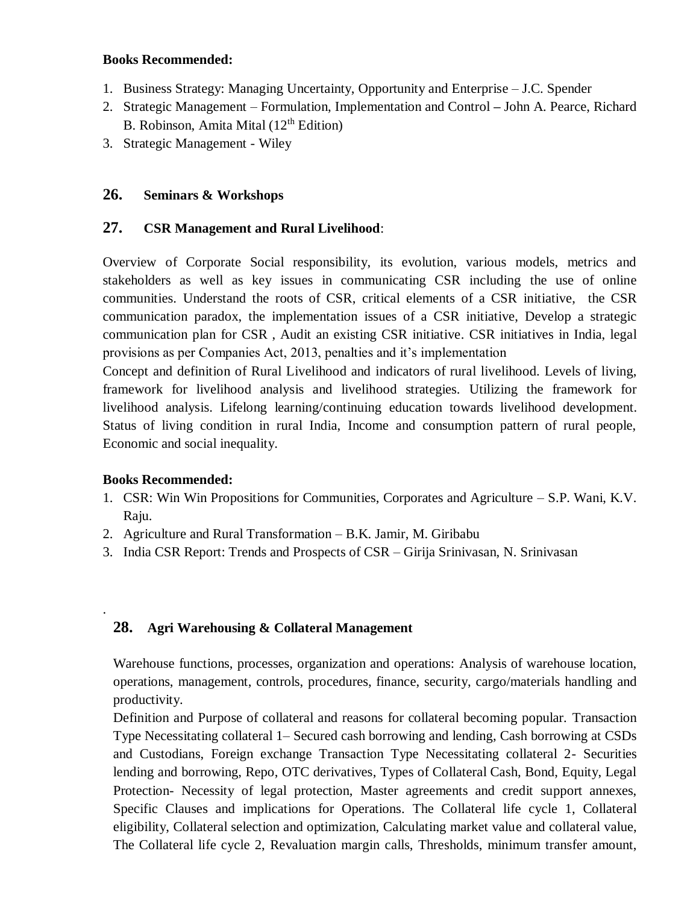**Books Recommended:**

1. Business Strategy: Managing Uncertainty, Opportunity and Enterprise – J.C. Spender
2. Strategic Management – Formulation, Implementation and Control – John A. Pearce, Richard B. Robinson, Amita Mital (12th Edition)
3. Strategic Management - Wiley

## 26. Seminars & Workshops

## 27. CSR Management and Rural Livelihood:

Overview of Corporate Social responsibility, its evolution, various models, metrics and stakeholders as well as key issues in communicating CSR including the use of online communities. Understand the roots of CSR, critical elements of a CSR initiative, the CSR communication paradox, the implementation issues of a CSR initiative, Develop a strategic communication plan for CSR , Audit an existing CSR initiative. CSR initiatives in India, legal provisions as per Companies Act, 2013, penalties and it's implementation

Concept and definition of Rural Livelihood and indicators of rural livelihood. Levels of living, framework for livelihood analysis and livelihood strategies. Utilizing the framework for livelihood analysis. Lifelong learning/continuing education towards livelihood development. Status of living condition in rural India, Income and consumption pattern of rural people, Economic and social inequality.

**Books Recommended:**

1. CSR: Win Win Propositions for Communities, Corporates and Agriculture – S.P. Wani, K.V. Raju.
2. Agriculture and Rural Transformation – B.K. Jamir, M. Giribabu
3. India CSR Report: Trends and Prospects of CSR – Girija Srinivasan, N. Srinivasan

.

## 28. Agri Warehousing & Collateral Management

Warehouse functions, processes, organization and operations: Analysis of warehouse location, operations, management, controls, procedures, finance, security, cargo/materials handling and productivity.

Definition and Purpose of collateral and reasons for collateral becoming popular. Transaction Type Necessitating collateral 1– Secured cash borrowing and lending, Cash borrowing at CSDs and Custodians, Foreign exchange Transaction Type Necessitating collateral 2- Securities lending and borrowing, Repo, OTC derivatives, Types of Collateral Cash, Bond, Equity, Legal Protection- Necessity of legal protection, Master agreements and credit support annexes, Specific Clauses and implications for Operations. The Collateral life cycle 1, Collateral eligibility, Collateral selection and optimization, Calculating market value and collateral value, The Collateral life cycle 2, Revaluation margin calls, Thresholds, minimum transfer amount,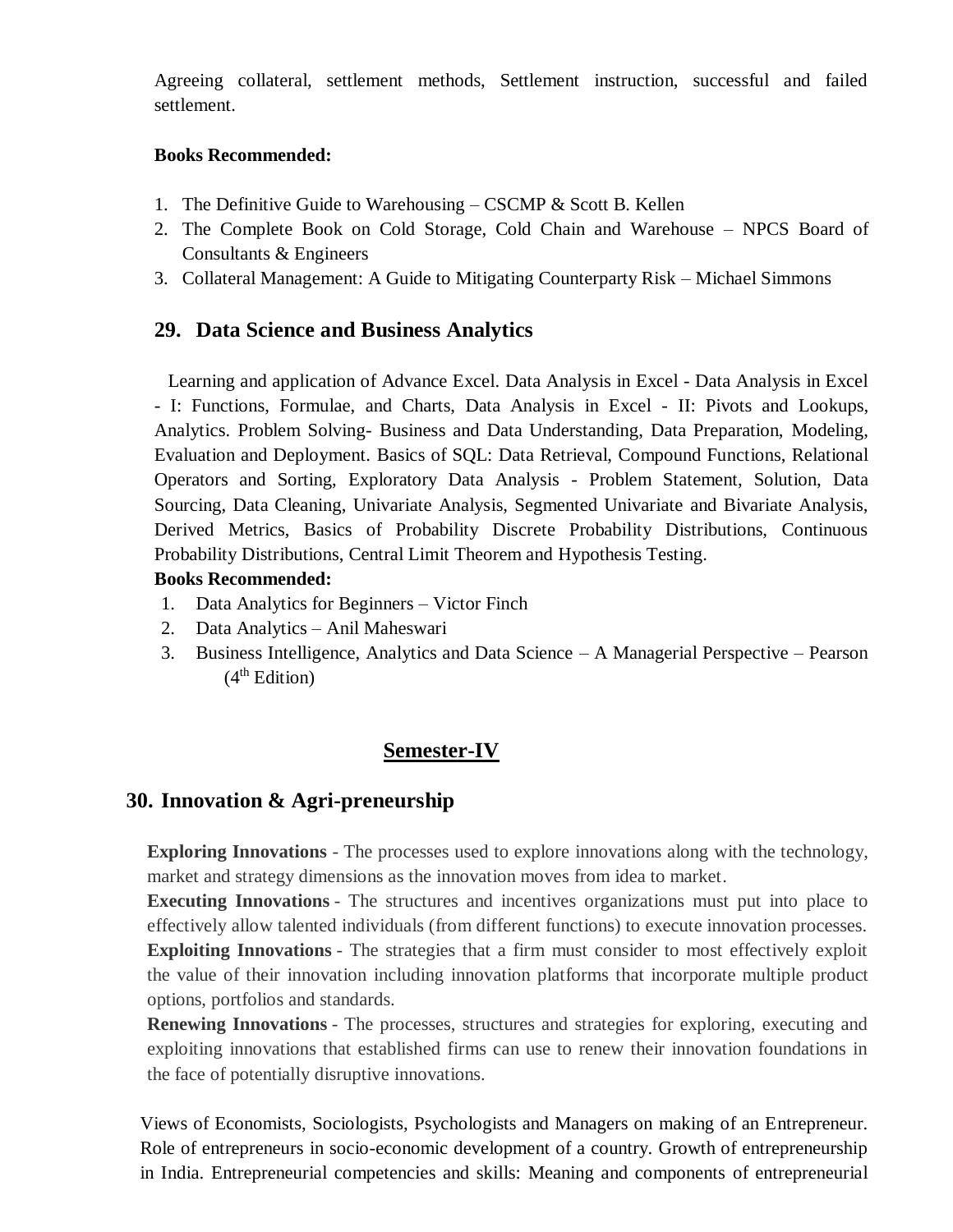Agreeing collateral, settlement methods, Settlement instruction, successful and failed settlement.

**Books Recommended:**

1. The Definitive Guide to Warehousing – CSCMP & Scott B. Kellen
2. The Complete Book on Cold Storage, Cold Chain and Warehouse – NPCS Board of Consultants & Engineers
3. Collateral Management: A Guide to Mitigating Counterparty Risk – Michael Simmons

## 29. Data Science and Business Analytics

Learning and application of Advance Excel. Data Analysis in Excel - Data Analysis in Excel - I: Functions, Formulae, and Charts, Data Analysis in Excel - II: Pivots and Lookups, Analytics. Problem Solving- Business and Data Understanding, Data Preparation, Modeling, Evaluation and Deployment. Basics of SQL: Data Retrieval, Compound Functions, Relational Operators and Sorting, Exploratory Data Analysis - Problem Statement, Solution, Data Sourcing, Data Cleaning, Univariate Analysis, Segmented Univariate and Bivariate Analysis, Derived Metrics, Basics of Probability Discrete Probability Distributions, Continuous Probability Distributions, Central Limit Theorem and Hypothesis Testing.

**Books Recommended:**

1. Data Analytics for Beginners – Victor Finch
2. Data Analytics – Anil Maheswari
3. Business Intelligence, Analytics and Data Science – A Managerial Perspective – Pearson (4th Edition)

# Semester-IV

## 30. Innovation & Agri-preneurship

**Exploring Innovations** - The processes used to explore innovations along with the technology, market and strategy dimensions as the innovation moves from idea to market.

**Executing Innovations** - The structures and incentives organizations must put into place to effectively allow talented individuals (from different functions) to execute innovation processes.

**Exploiting Innovations** - The strategies that a firm must consider to most effectively exploit the value of their innovation including innovation platforms that incorporate multiple product options, portfolios and standards.

**Renewing Innovations** - The processes, structures and strategies for exploring, executing and exploiting innovations that established firms can use to renew their innovation foundations in the face of potentially disruptive innovations.

Views of Economists, Sociologists, Psychologists and Managers on making of an Entrepreneur. Role of entrepreneurs in socio-economic development of a country. Growth of entrepreneurship in India. Entrepreneurial competencies and skills: Meaning and components of entrepreneurial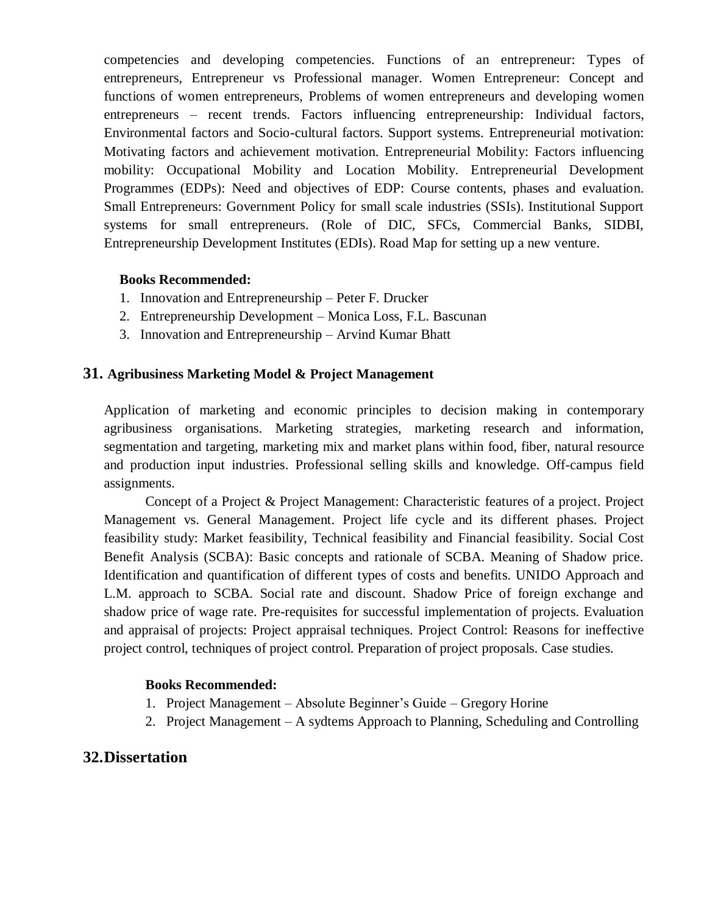competencies and developing competencies. Functions of an entrepreneur: Types of entrepreneurs, Entrepreneur vs Professional manager. Women Entrepreneur: Concept and functions of women entrepreneurs, Problems of women entrepreneurs and developing women entrepreneurs – recent trends. Factors influencing entrepreneurship: Individual factors, Environmental factors and Socio-cultural factors. Support systems. Entrepreneurial motivation: Motivating factors and achievement motivation. Entrepreneurial Mobility: Factors influencing mobility: Occupational Mobility and Location Mobility. Entrepreneurial Development Programmes (EDPs): Need and objectives of EDP: Course contents, phases and evaluation. Small Entrepreneurs: Government Policy for small scale industries (SSIs). Institutional Support systems for small entrepreneurs. (Role of DIC, SFCs, Commercial Banks, SIDBI, Entrepreneurship Development Institutes (EDIs). Road Map for setting up a new venture.

**Books Recommended:**

1. Innovation and Entrepreneurship – Peter F. Drucker
2. Entrepreneurship Development – Monica Loss, F.L. Bascunan
3. Innovation and Entrepreneurship – Arvind Kumar Bhatt

## 31. Agribusiness Marketing Model & Project Management

Application of marketing and economic principles to decision making in contemporary agribusiness organisations. Marketing strategies, marketing research and information, segmentation and targeting, marketing mix and market plans within food, fiber, natural resource and production input industries. Professional selling skills and knowledge. Off-campus field assignments.

Concept of a Project & Project Management: Characteristic features of a project. Project Management vs. General Management. Project life cycle and its different phases. Project feasibility study: Market feasibility, Technical feasibility and Financial feasibility. Social Cost Benefit Analysis (SCBA): Basic concepts and rationale of SCBA. Meaning of Shadow price. Identification and quantification of different types of costs and benefits. UNIDO Approach and L.M. approach to SCBA. Social rate and discount. Shadow Price of foreign exchange and shadow price of wage rate. Pre-requisites for successful implementation of projects. Evaluation and appraisal of projects: Project appraisal techniques. Project Control: Reasons for ineffective project control, techniques of project control. Preparation of project proposals. Case studies.

**Books Recommended:**

1. Project Management – Absolute Beginner's Guide – Gregory Horine
2. Project Management – A sydtems Approach to Planning, Scheduling and Controlling

## 32. Dissertation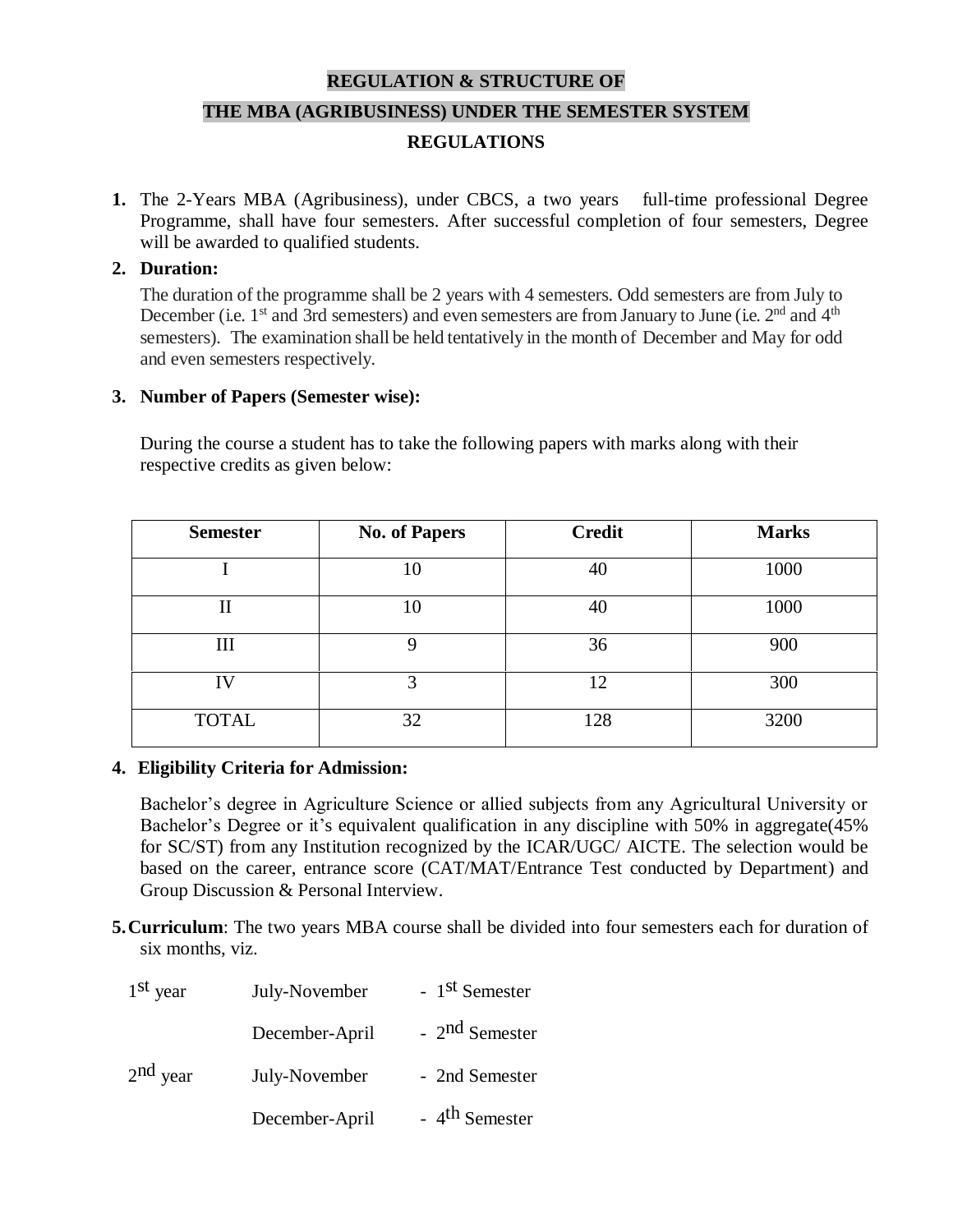# REGULATION & STRUCTURE OF

# THE MBA (AGRIBUSINESS) UNDER THE SEMESTER SYSTEM

## REGULATIONS

1. The 2-Years MBA (Agribusiness), under CBCS, a two years full-time professional Degree Programme, shall have four semesters. After successful completion of four semesters, Degree will be awarded to qualified students.

2. **Duration:**

   The duration of the programme shall be 2 years with 4 semesters. Odd semesters are from July to December (i.e. 1st and 3rd semesters) and even semesters are from January to June (i.e. 2nd and 4th semesters). The examination shall be held tentatively in the month of December and May for odd and even semesters respectively.

3. **Number of Papers (Semester wise):**

   During the course a student has to take the following papers with marks along with their respective credits as given below:

| Semester | No. of Papers | Credit | Marks |
|---|---|---|---|
| I | 10 | 40 | 1000 |
| II | 10 | 40 | 1000 |
| III | 9 | 36 | 900 |
| IV | 3 | 12 | 300 |
| TOTAL | 32 | 128 | 3200 |

4. **Eligibility Criteria for Admission:**

   Bachelor's degree in Agriculture Science or allied subjects from any Agricultural University or Bachelor's Degree or it's equivalent qualification in any discipline with 50% in aggregate(45% for SC/ST) from any Institution recognized by the ICAR/UGC/ AICTE. The selection would be based on the career, entrance score (CAT/MAT/Entrance Test conducted by Department) and Group Discussion & Personal Interview.

5. **Curriculum**: The two years MBA course shall be divided into four semesters each for duration of six months, viz.

| | | |
|---|---|---|
| 1st year | July-November | - 1st Semester |
| | December-April | - 2nd Semester |
| 2nd year | July-November | - 2nd Semester |
| | December-April | - 4th Semester |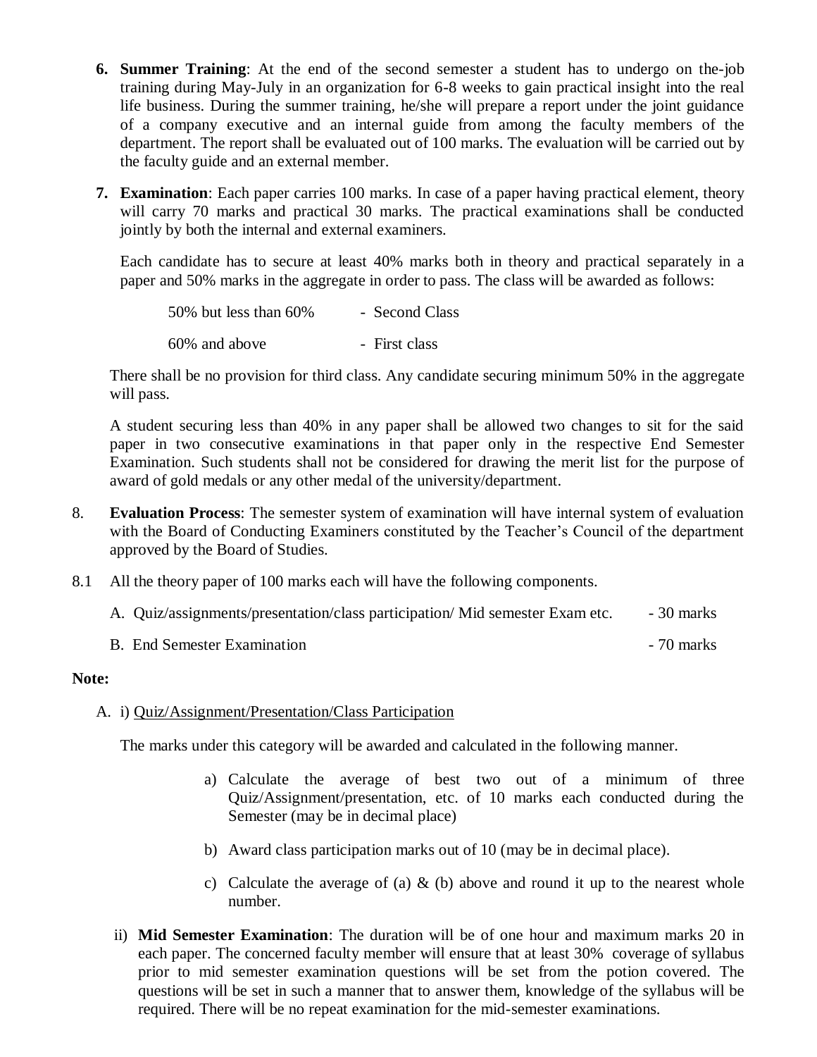6. **Summer Training**: At the end of the second semester a student has to undergo on the-job training during May-July in an organization for 6-8 weeks to gain practical insight into the real life business. During the summer training, he/she will prepare a report under the joint guidance of a company executive and an internal guide from among the faculty members of the department. The report shall be evaluated out of 100 marks. The evaluation will be carried out by the faculty guide and an external member.

7. **Examination**: Each paper carries 100 marks. In case of a paper having practical element, theory will carry 70 marks and practical 30 marks. The practical examinations shall be conducted jointly by both the internal and external examiners.

   Each candidate has to secure at least 40% marks both in theory and practical separately in a paper and 50% marks in the aggregate in order to pass. The class will be awarded as follows:

   | | |
   |---|---|
   | 50% but less than 60% | - Second Class |
   | 60% and above | - First class |

   There shall be no provision for third class. Any candidate securing minimum 50% in the aggregate will pass.

   A student securing less than 40% in any paper shall be allowed two changes to sit for the said paper in two consecutive examinations in that paper only in the respective End Semester Examination. Such students shall not be considered for drawing the merit list for the purpose of award of gold medals or any other medal of the university/department.

8. **Evaluation Process**: The semester system of examination will have internal system of evaluation with the Board of Conducting Examiners constituted by the Teacher's Council of the department approved by the Board of Studies.

8.1 All the theory paper of 100 marks each will have the following components.

   A. Quiz/assignments/presentation/class participation/ Mid semester Exam etc. - 30 marks

   B. End Semester Examination - 70 marks

**Note:**

A. i) Quiz/Assignment/Presentation/Class Participation

   The marks under this category will be awarded and calculated in the following manner.

   a) Calculate the average of best two out of a minimum of three Quiz/Assignment/presentation, etc. of 10 marks each conducted during the Semester (may be in decimal place)

   b) Award class participation marks out of 10 (may be in decimal place).

   c) Calculate the average of (a) & (b) above and round it up to the nearest whole number.

   ii) **Mid Semester Examination**: The duration will be of one hour and maximum marks 20 in each paper. The concerned faculty member will ensure that at least 30% coverage of syllabus prior to mid semester examination questions will be set from the potion covered. The questions will be set in such a manner that to answer them, knowledge of the syllabus will be required. There will be no repeat examination for the mid-semester examinations.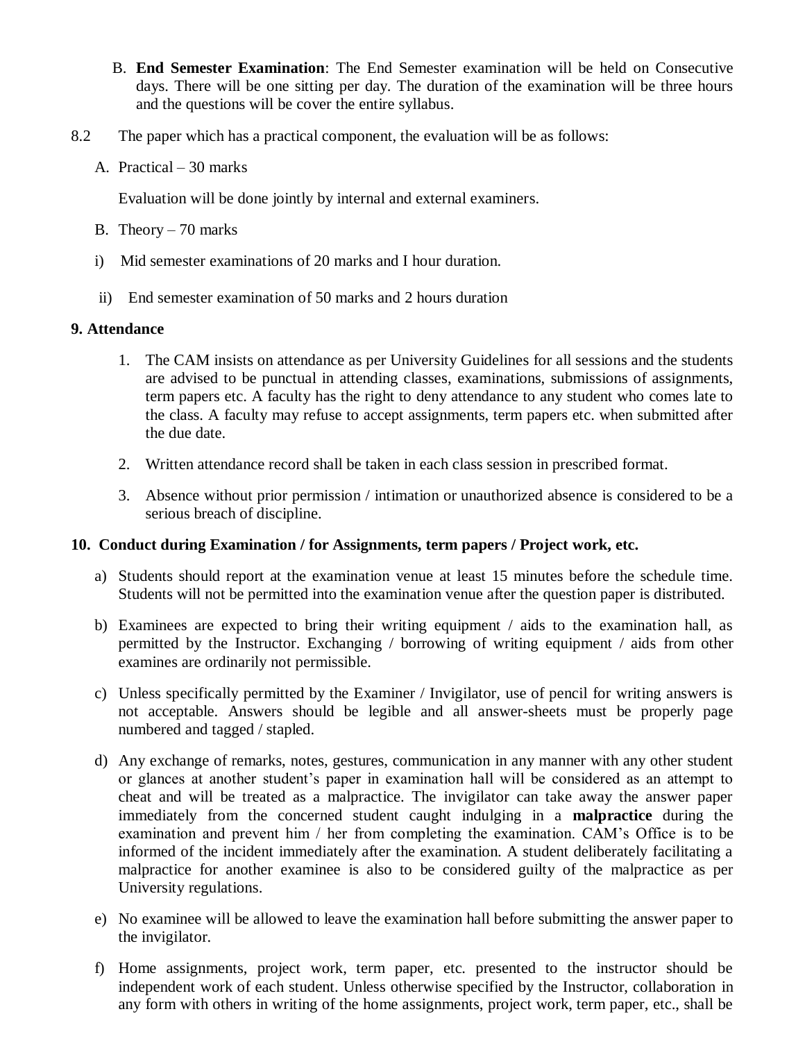B. **End Semester Examination**: The End Semester examination will be held on Consecutive days. There will be one sitting per day. The duration of the examination will be three hours and the questions will be cover the entire syllabus.

8.2 The paper which has a practical component, the evaluation will be as follows:

A. Practical – 30 marks

Evaluation will be done jointly by internal and external examiners.

B. Theory – 70 marks

i) Mid semester examinations of 20 marks and I hour duration.

ii) End semester examination of 50 marks and 2 hours duration

**9. Attendance**

1. The CAM insists on attendance as per University Guidelines for all sessions and the students are advised to be punctual in attending classes, examinations, submissions of assignments, term papers etc. A faculty has the right to deny attendance to any student who comes late to the class. A faculty may refuse to accept assignments, term papers etc. when submitted after the due date.
2. Written attendance record shall be taken in each class session in prescribed format.
3. Absence without prior permission / intimation or unauthorized absence is considered to be a serious breach of discipline.

**10. Conduct during Examination / for Assignments, term papers / Project work, etc.**

a) Students should report at the examination venue at least 15 minutes before the schedule time. Students will not be permitted into the examination venue after the question paper is distributed.

b) Examinees are expected to bring their writing equipment / aids to the examination hall, as permitted by the Instructor. Exchanging / borrowing of writing equipment / aids from other examines are ordinarily not permissible.

c) Unless specifically permitted by the Examiner / Invigilator, use of pencil for writing answers is not acceptable. Answers should be legible and all answer-sheets must be properly page numbered and tagged / stapled.

d) Any exchange of remarks, notes, gestures, communication in any manner with any other student or glances at another student's paper in examination hall will be considered as an attempt to cheat and will be treated as a malpractice. The invigilator can take away the answer paper immediately from the concerned student caught indulging in a **malpractice** during the examination and prevent him / her from completing the examination. CAM's Office is to be informed of the incident immediately after the examination. A student deliberately facilitating a malpractice for another examinee is also to be considered guilty of the malpractice as per University regulations.

e) No examinee will be allowed to leave the examination hall before submitting the answer paper to the invigilator.

f) Home assignments, project work, term paper, etc. presented to the instructor should be independent work of each student. Unless otherwise specified by the Instructor, collaboration in any form with others in writing of the home assignments, project work, term paper, etc., shall be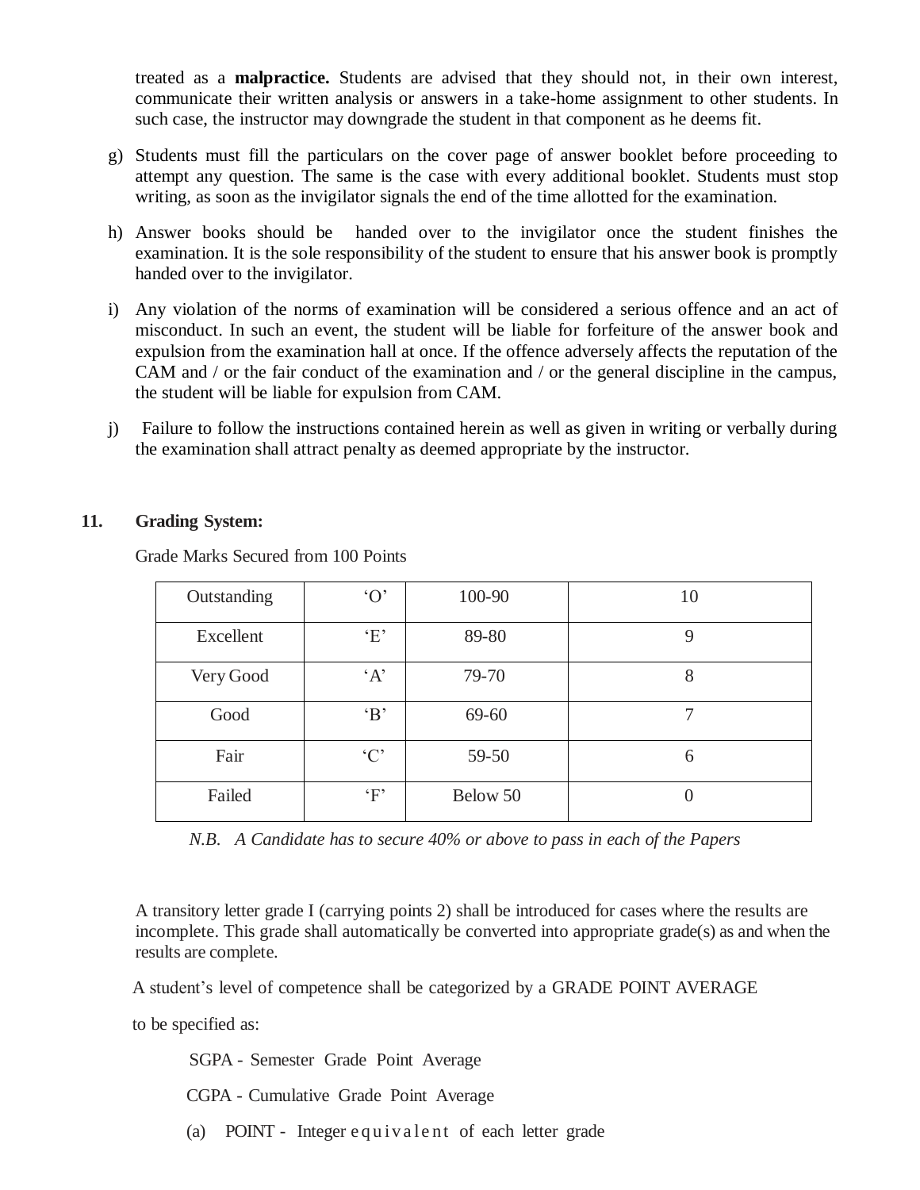treated as a **malpractice.** Students are advised that they should not, in their own interest, communicate their written analysis or answers in a take-home assignment to other students. In such case, the instructor may downgrade the student in that component as he deems fit.

g) Students must fill the particulars on the cover page of answer booklet before proceeding to attempt any question. The same is the case with every additional booklet. Students must stop writing, as soon as the invigilator signals the end of the time allotted for the examination.

h) Answer books should be handed over to the invigilator once the student finishes the examination. It is the sole responsibility of the student to ensure that his answer book is promptly handed over to the invigilator.

i) Any violation of the norms of examination will be considered a serious offence and an act of misconduct. In such an event, the student will be liable for forfeiture of the answer book and expulsion from the examination hall at once. If the offence adversely affects the reputation of the CAM and / or the fair conduct of the examination and / or the general discipline in the campus, the student will be liable for expulsion from CAM.

j) Failure to follow the instructions contained herein as well as given in writing or verbally during the examination shall attract penalty as deemed appropriate by the instructor.

## 11. Grading System:

Grade Marks Secured from 100 Points

| Outstanding | 'O' | 100-90 | 10 |
|---|---|---|---|
| Excellent | 'E' | 89-80 | 9 |
| Very Good | 'A' | 79-70 | 8 |
| Good | 'B' | 69-60 | 7 |
| Fair | 'C' | 59-50 | 6 |
| Failed | 'F' | Below 50 | 0 |

*N.B. A Candidate has to secure 40% or above to pass in each of the Papers*

A transitory letter grade I (carrying points 2) shall be introduced for cases where the results are incomplete. This grade shall automatically be converted into appropriate grade(s) as and when the results are complete.

A student's level of competence shall be categorized by a GRADE POINT AVERAGE

to be specified as:

SGPA - Semester Grade Point Average

CGPA - Cumulative Grade Point Average

(a) POINT - Integer equivalent of each letter grade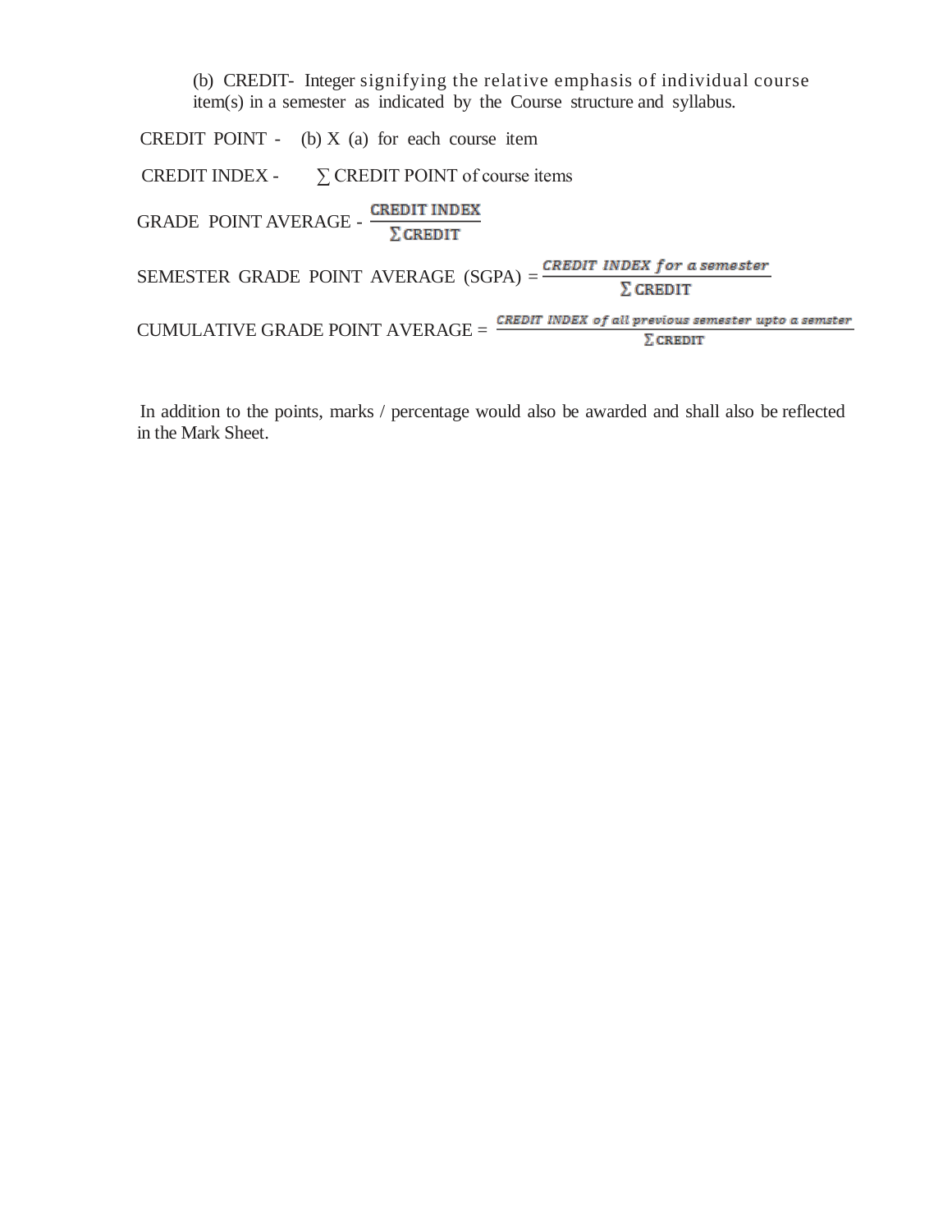(b) CREDIT- Integer signifying the relative emphasis of individual course item(s) in a semester as indicated by the Course structure and syllabus.

CREDIT POINT - (b) X (a) for each course item

CREDIT INDEX - $\sum$ CREDIT POINT of course items

GRADE POINT AVERAGE - $\frac{\text{CREDIT INDEX}}{\sum \text{CREDIT}}$

SEMESTER GRADE POINT AVERAGE (SGPA) = $\frac{\text{CREDIT INDEX for a semester}}{\sum \text{CREDIT}}$

CUMULATIVE GRADE POINT AVERAGE = $\frac{\text{CREDIT INDEX of all previous semester upto a semster}}{\sum \text{CREDIT}}$

In addition to the points, marks / percentage would also be awarded and shall also be reflected in the Mark Sheet.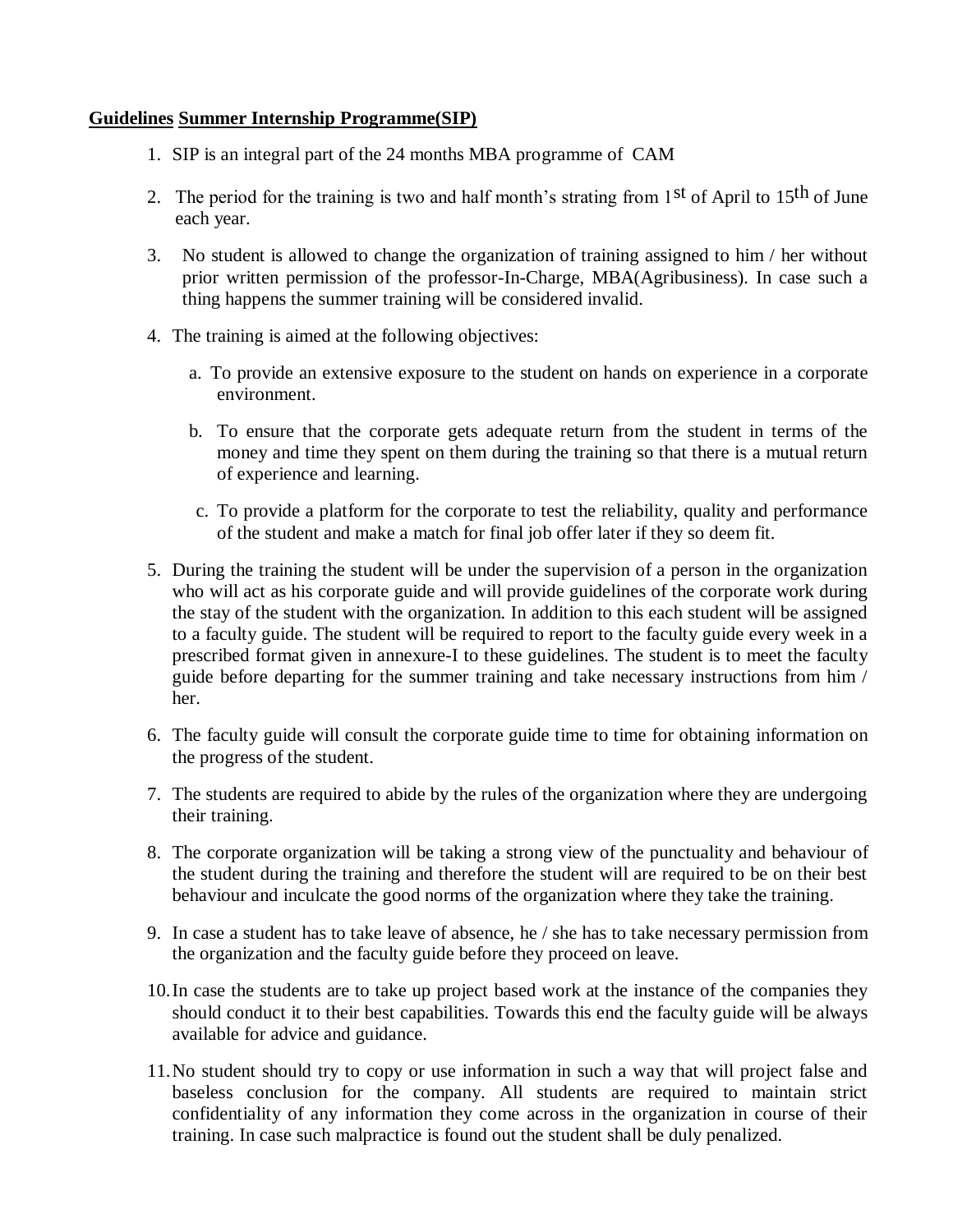**Guidelines Summer Internship Programme(SIP)**

1. SIP is an integral part of the 24 months MBA programme of CAM
2. The period for the training is two and half month's strating from 1st of April to 15th of June each year.
3. No student is allowed to change the organization of training assigned to him / her without prior written permission of the professor-In-Charge, MBA(Agribusiness). In case such a thing happens the summer training will be considered invalid.
4. The training is aimed at the following objectives:
   a. To provide an extensive exposure to the student on hands on experience in a corporate environment.
   b. To ensure that the corporate gets adequate return from the student in terms of the money and time they spent on them during the training so that there is a mutual return of experience and learning.
   c. To provide a platform for the corporate to test the reliability, quality and performance of the student and make a match for final job offer later if they so deem fit.
5. During the training the student will be under the supervision of a person in the organization who will act as his corporate guide and will provide guidelines of the corporate work during the stay of the student with the organization. In addition to this each student will be assigned to a faculty guide. The student will be required to report to the faculty guide every week in a prescribed format given in annexure-I to these guidelines. The student is to meet the faculty guide before departing for the summer training and take necessary instructions from him / her.
6. The faculty guide will consult the corporate guide time to time for obtaining information on the progress of the student.
7. The students are required to abide by the rules of the organization where they are undergoing their training.
8. The corporate organization will be taking a strong view of the punctuality and behaviour of the student during the training and therefore the student will are required to be on their best behaviour and inculcate the good norms of the organization where they take the training.
9. In case a student has to take leave of absence, he / she has to take necessary permission from the organization and the faculty guide before they proceed on leave.
10. In case the students are to take up project based work at the instance of the companies they should conduct it to their best capabilities. Towards this end the faculty guide will be always available for advice and guidance.
11. No student should try to copy or use information in such a way that will project false and baseless conclusion for the company. All students are required to maintain strict confidentiality of any information they come across in the organization in course of their training. In case such malpractice is found out the student shall be duly penalized.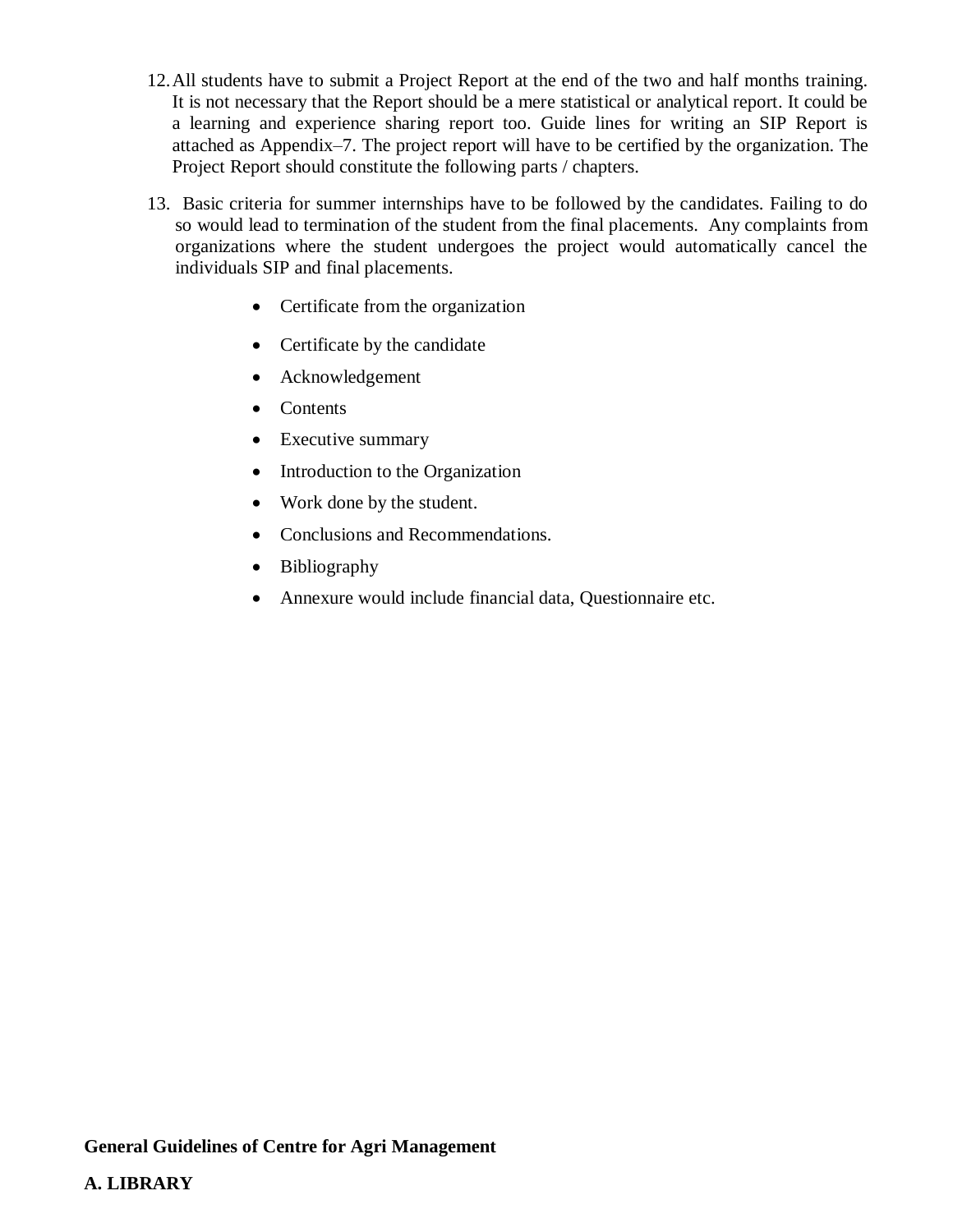12. All students have to submit a Project Report at the end of the two and half months training. It is not necessary that the Report should be a mere statistical or analytical report. It could be a learning and experience sharing report too. Guide lines for writing an SIP Report is attached as Appendix–7. The project report will have to be certified by the organization. The Project Report should constitute the following parts / chapters.

13. Basic criteria for summer internships have to be followed by the candidates. Failing to do so would lead to termination of the student from the final placements. Any complaints from organizations where the student undergoes the project would automatically cancel the individuals SIP and final placements.

- Certificate from the organization
- Certificate by the candidate
- Acknowledgement
- Contents
- Executive summary
- Introduction to the Organization
- Work done by the student.
- Conclusions and Recommendations.
- Bibliography
- Annexure would include financial data, Questionnaire etc.

**General Guidelines of Centre for Agri Management**

**A. LIBRARY**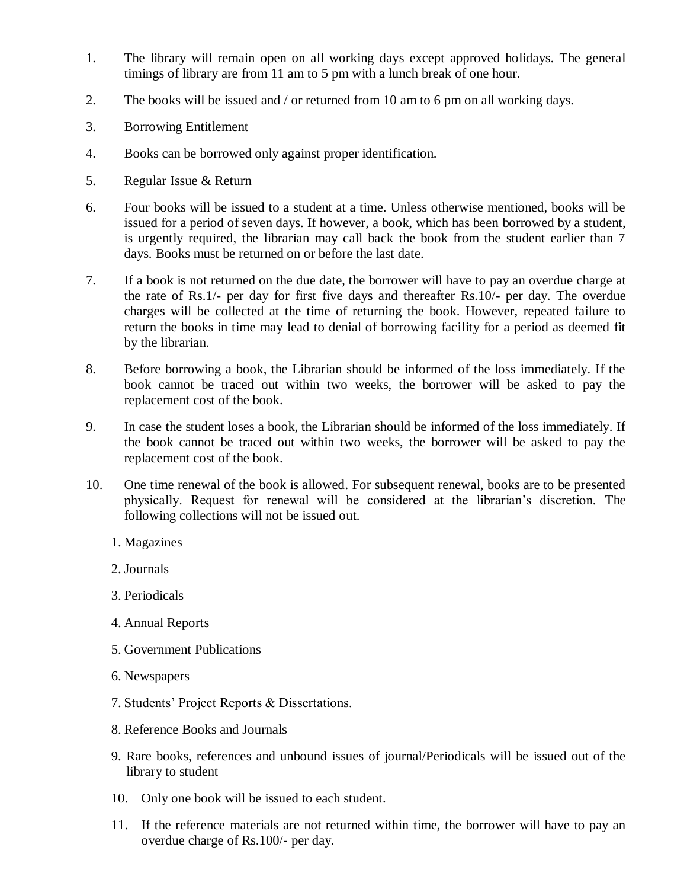1. The library will remain open on all working days except approved holidays. The general timings of library are from 11 am to 5 pm with a lunch break of one hour.

2. The books will be issued and / or returned from 10 am to 6 pm on all working days.

3. Borrowing Entitlement

4. Books can be borrowed only against proper identification.

5. Regular Issue & Return

6. Four books will be issued to a student at a time. Unless otherwise mentioned, books will be issued for a period of seven days. If however, a book, which has been borrowed by a student, is urgently required, the librarian may call back the book from the student earlier than 7 days. Books must be returned on or before the last date.

7. If a book is not returned on the due date, the borrower will have to pay an overdue charge at the rate of Rs.1/- per day for first five days and thereafter Rs.10/- per day. The overdue charges will be collected at the time of returning the book. However, repeated failure to return the books in time may lead to denial of borrowing facility for a period as deemed fit by the librarian.

8. Before borrowing a book, the Librarian should be informed of the loss immediately. If the book cannot be traced out within two weeks, the borrower will be asked to pay the replacement cost of the book.

9. In case the student loses a book, the Librarian should be informed of the loss immediately. If the book cannot be traced out within two weeks, the borrower will be asked to pay the replacement cost of the book.

10. One time renewal of the book is allowed. For subsequent renewal, books are to be presented physically. Request for renewal will be considered at the librarian's discretion. The following collections will not be issued out.

    1. Magazines
    2. Journals
    3. Periodicals
    4. Annual Reports
    5. Government Publications
    6. Newspapers
    7. Students' Project Reports & Dissertations.
    8. Reference Books and Journals
    9. Rare books, references and unbound issues of journal/Periodicals will be issued out of the library to student
    10. Only one book will be issued to each student.
    11. If the reference materials are not returned within time, the borrower will have to pay an overdue charge of Rs.100/- per day.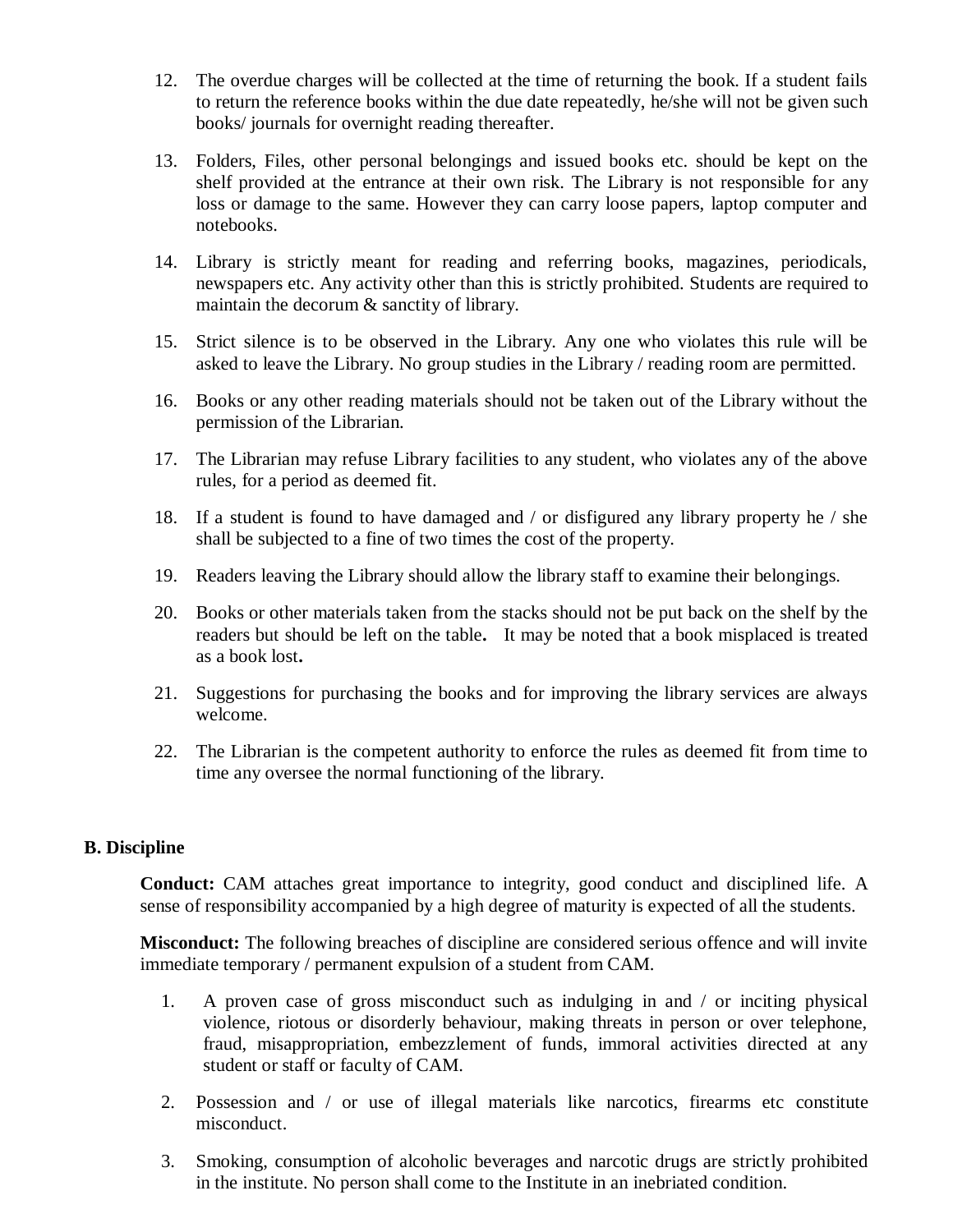12. The overdue charges will be collected at the time of returning the book. If a student fails to return the reference books within the due date repeatedly, he/she will not be given such books/ journals for overnight reading thereafter.

13. Folders, Files, other personal belongings and issued books etc. should be kept on the shelf provided at the entrance at their own risk. The Library is not responsible for any loss or damage to the same. However they can carry loose papers, laptop computer and notebooks.

14. Library is strictly meant for reading and referring books, magazines, periodicals, newspapers etc. Any activity other than this is strictly prohibited. Students are required to maintain the decorum & sanctity of library.

15. Strict silence is to be observed in the Library. Any one who violates this rule will be asked to leave the Library. No group studies in the Library / reading room are permitted.

16. Books or any other reading materials should not be taken out of the Library without the permission of the Librarian.

17. The Librarian may refuse Library facilities to any student, who violates any of the above rules, for a period as deemed fit.

18. If a student is found to have damaged and / or disfigured any library property he / she shall be subjected to a fine of two times the cost of the property.

19. Readers leaving the Library should allow the library staff to examine their belongings.

20. Books or other materials taken from the stacks should not be put back on the shelf by the readers but should be left on the table**.** It may be noted that a book misplaced is treated as a book lost**.**

21. Suggestions for purchasing the books and for improving the library services are always welcome.

22. The Librarian is the competent authority to enforce the rules as deemed fit from time to time any oversee the normal functioning of the library.

**B. Discipline**

**Conduct:** CAM attaches great importance to integrity, good conduct and disciplined life. A sense of responsibility accompanied by a high degree of maturity is expected of all the students.

**Misconduct:** The following breaches of discipline are considered serious offence and will invite immediate temporary / permanent expulsion of a student from CAM.

1. A proven case of gross misconduct such as indulging in and / or inciting physical violence, riotous or disorderly behaviour, making threats in person or over telephone, fraud, misappropriation, embezzlement of funds, immoral activities directed at any student or staff or faculty of CAM.

2. Possession and / or use of illegal materials like narcotics, firearms etc constitute misconduct.

3. Smoking, consumption of alcoholic beverages and narcotic drugs are strictly prohibited in the institute. No person shall come to the Institute in an inebriated condition.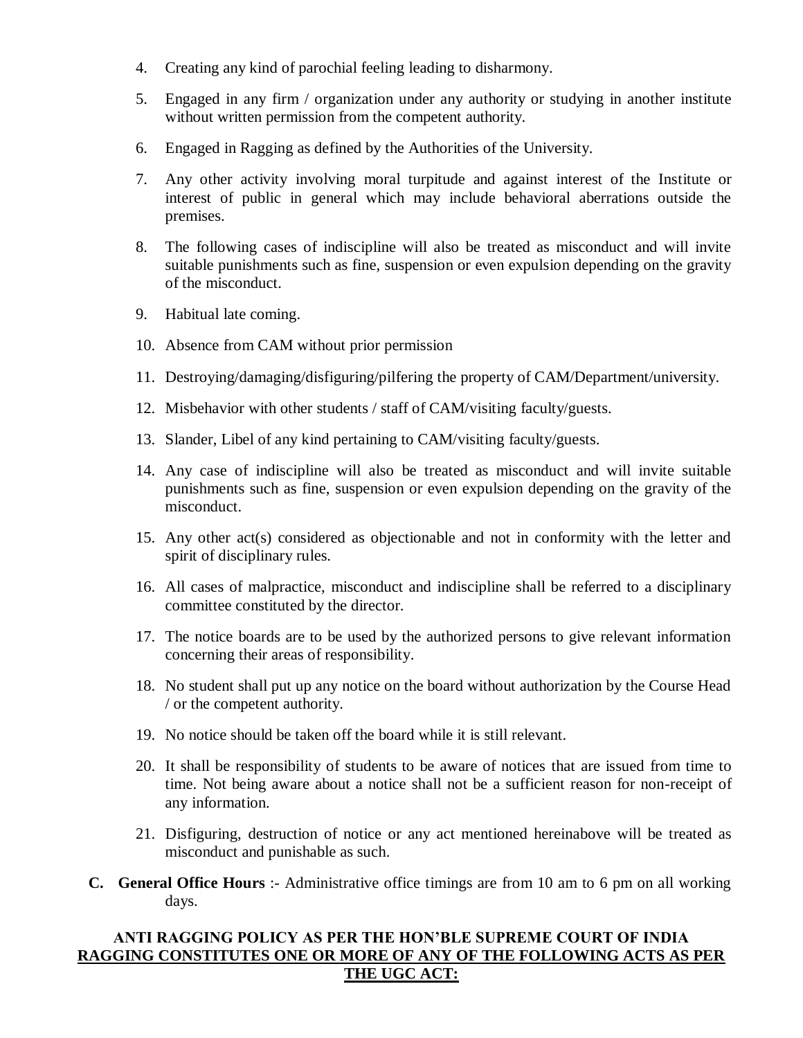4. Creating any kind of parochial feeling leading to disharmony.
5. Engaged in any firm / organization under any authority or studying in another institute without written permission from the competent authority.
6. Engaged in Ragging as defined by the Authorities of the University.
7. Any other activity involving moral turpitude and against interest of the Institute or interest of public in general which may include behavioral aberrations outside the premises.
8. The following cases of indiscipline will also be treated as misconduct and will invite suitable punishments such as fine, suspension or even expulsion depending on the gravity of the misconduct.
9. Habitual late coming.
10. Absence from CAM without prior permission
11. Destroying/damaging/disfiguring/pilfering the property of CAM/Department/university.
12. Misbehavior with other students / staff of CAM/visiting faculty/guests.
13. Slander, Libel of any kind pertaining to CAM/visiting faculty/guests.
14. Any case of indiscipline will also be treated as misconduct and will invite suitable punishments such as fine, suspension or even expulsion depending on the gravity of the misconduct.
15. Any other act(s) considered as objectionable and not in conformity with the letter and spirit of disciplinary rules.
16. All cases of malpractice, misconduct and indiscipline shall be referred to a disciplinary committee constituted by the director.
17. The notice boards are to be used by the authorized persons to give relevant information concerning their areas of responsibility.
18. No student shall put up any notice on the board without authorization by the Course Head / or the competent authority.
19. No notice should be taken off the board while it is still relevant.
20. It shall be responsibility of students to be aware of notices that are issued from time to time. Not being aware about a notice shall not be a sufficient reason for non-receipt of any information.
21. Disfiguring, destruction of notice or any act mentioned hereinabove will be treated as misconduct and punishable as such.

**C. General Office Hours** :- Administrative office timings are from 10 am to 6 pm on all working days.

**ANTI RAGGING POLICY AS PER THE HON'BLE SUPREME COURT OF INDIA**
**RAGGING CONSTITUTES ONE OR MORE OF ANY OF THE FOLLOWING ACTS AS PER THE UGC ACT:**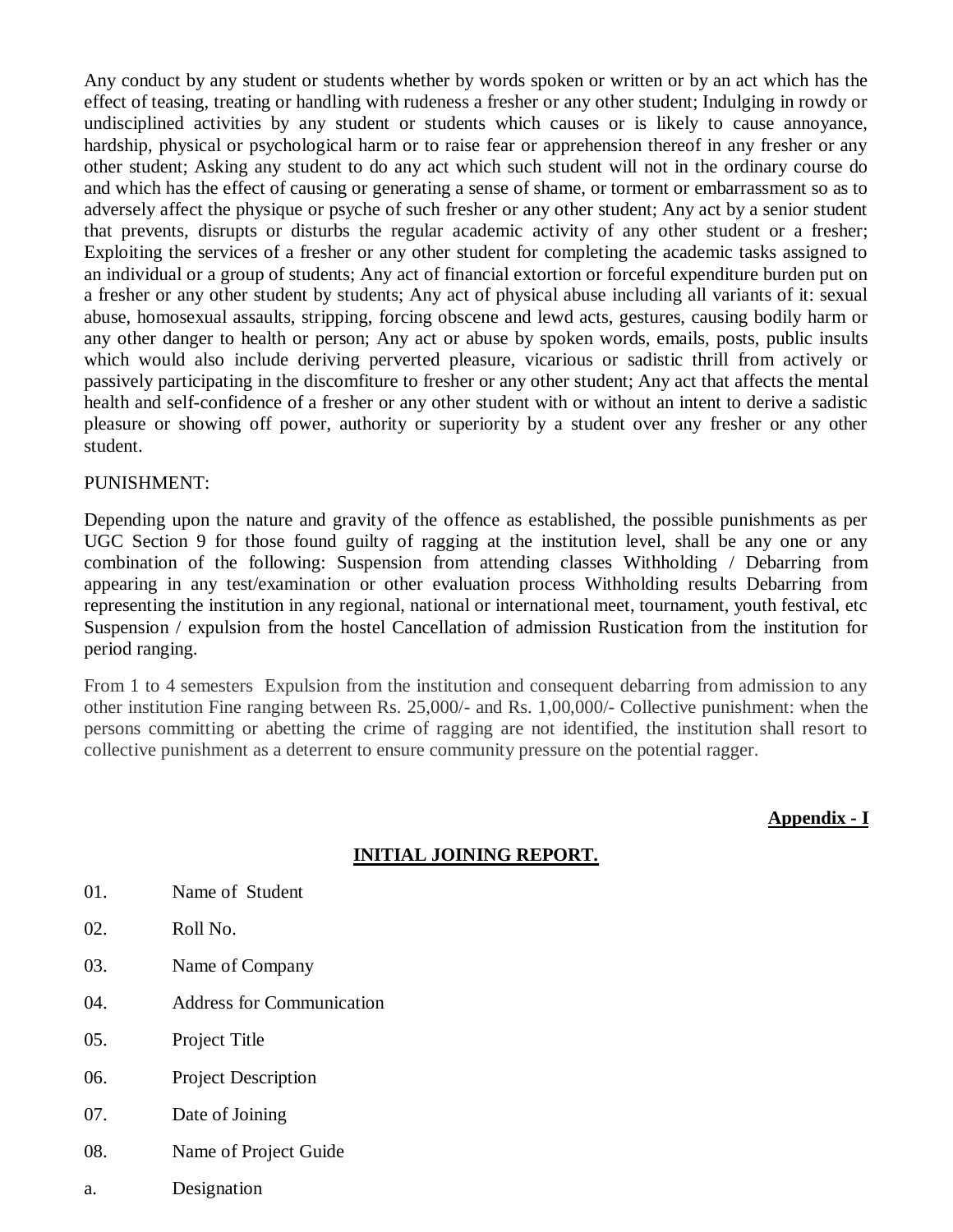Any conduct by any student or students whether by words spoken or written or by an act which has the effect of teasing, treating or handling with rudeness a fresher or any other student; Indulging in rowdy or undisciplined activities by any student or students which causes or is likely to cause annoyance, hardship, physical or psychological harm or to raise fear or apprehension thereof in any fresher or any other student; Asking any student to do any act which such student will not in the ordinary course do and which has the effect of causing or generating a sense of shame, or torment or embarrassment so as to adversely affect the physique or psyche of such fresher or any other student; Any act by a senior student that prevents, disrupts or disturbs the regular academic activity of any other student or a fresher; Exploiting the services of a fresher or any other student for completing the academic tasks assigned to an individual or a group of students; Any act of financial extortion or forceful expenditure burden put on a fresher or any other student by students; Any act of physical abuse including all variants of it: sexual abuse, homosexual assaults, stripping, forcing obscene and lewd acts, gestures, causing bodily harm or any other danger to health or person; Any act or abuse by spoken words, emails, posts, public insults which would also include deriving perverted pleasure, vicarious or sadistic thrill from actively or passively participating in the discomfiture to fresher or any other student; Any act that affects the mental health and self-confidence of a fresher or any other student with or without an intent to derive a sadistic pleasure or showing off power, authority or superiority by a student over any fresher or any other student.

PUNISHMENT:

Depending upon the nature and gravity of the offence as established, the possible punishments as per UGC Section 9 for those found guilty of ragging at the institution level, shall be any one or any combination of the following: Suspension from attending classes Withholding / Debarring from appearing in any test/examination or other evaluation process Withholding results Debarring from representing the institution in any regional, national or international meet, tournament, youth festival, etc Suspension / expulsion from the hostel Cancellation of admission Rustication from the institution for period ranging.

From 1 to 4 semesters Expulsion from the institution and consequent debarring from admission to any other institution Fine ranging between Rs. 25,000/- and Rs. 1,00,000/- Collective punishment: when the persons committing or abetting the crime of ragging are not identified, the institution shall resort to collective punishment as a deterrent to ensure community pressure on the potential ragger.

**Appendix - I**

## INITIAL JOINING REPORT.

01. Name of Student

02. Roll No.

03. Name of Company

04. Address for Communication

05. Project Title

06. Project Description

07. Date of Joining

08. Name of Project Guide

a. Designation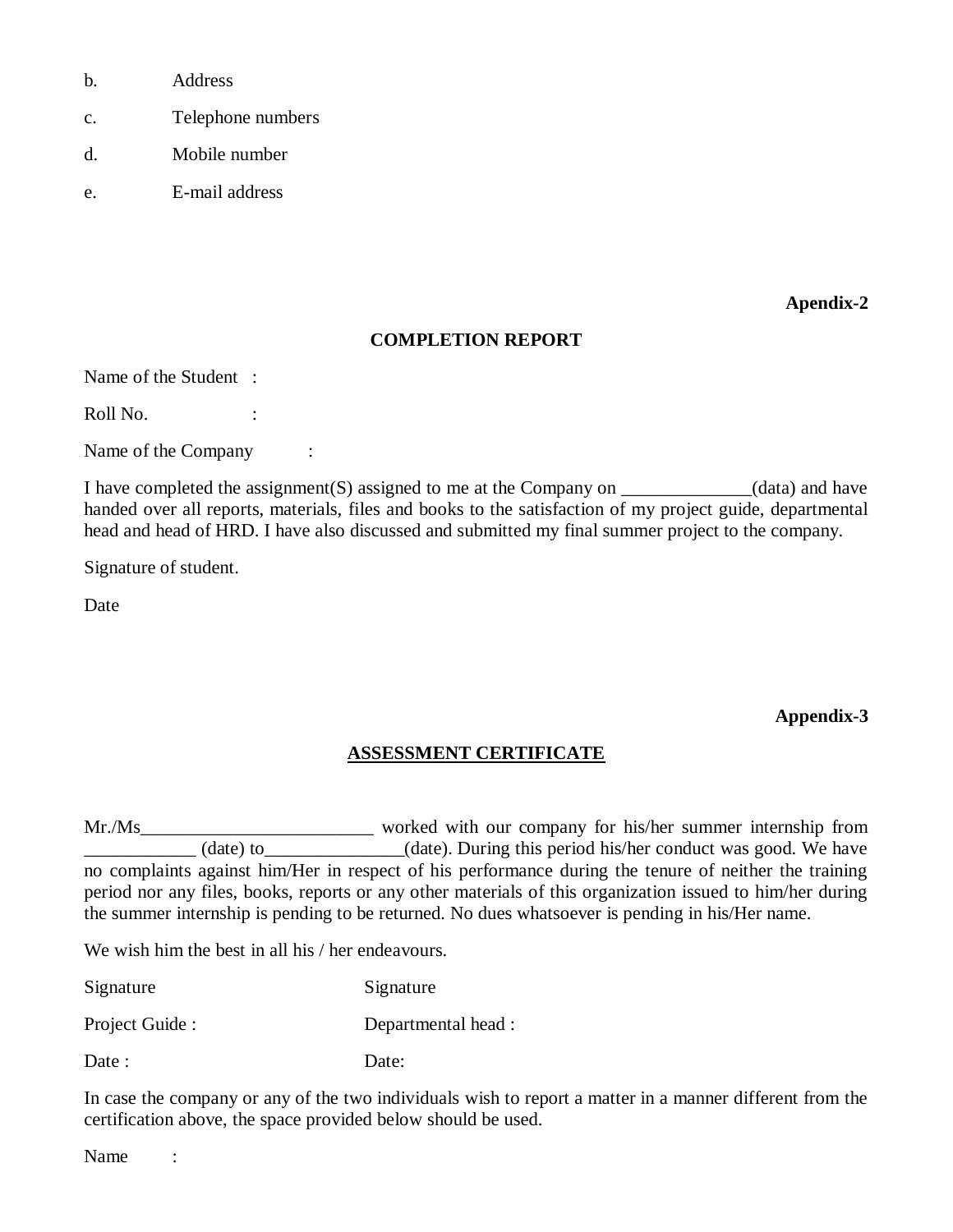b. Address

c. Telephone numbers

d. Mobile number

e. E-mail address

**Apendix-2**

**COMPLETION REPORT**

Name of the Student :

Roll No. :

Name of the Company :

I have completed the assignment(S) assigned to me at the Company on ______________(data) and have handed over all reports, materials, files and books to the satisfaction of my project guide, departmental head and head of HRD. I have also discussed and submitted my final summer project to the company.

Signature of student.

Date

**Appendix-3**

**ASSESSMENT CERTIFICATE**

Mr./Ms_________________________ worked with our company for his/her summer internship from ____________ (date) to_______________(date). During this period his/her conduct was good. We have no complaints against him/Her in respect of his performance during the tenure of neither the training period nor any files, books, reports or any other materials of this organization issued to him/her during the summer internship is pending to be returned. No dues whatsoever is pending in his/Her name.

We wish him the best in all his / her endeavours.

| Signature | Signature |
|---|---|
| Project Guide : | Departmental head : |
| Date : | Date: |

In case the company or any of the two individuals wish to report a matter in a manner different from the certification above, the space provided below should be used.

Name :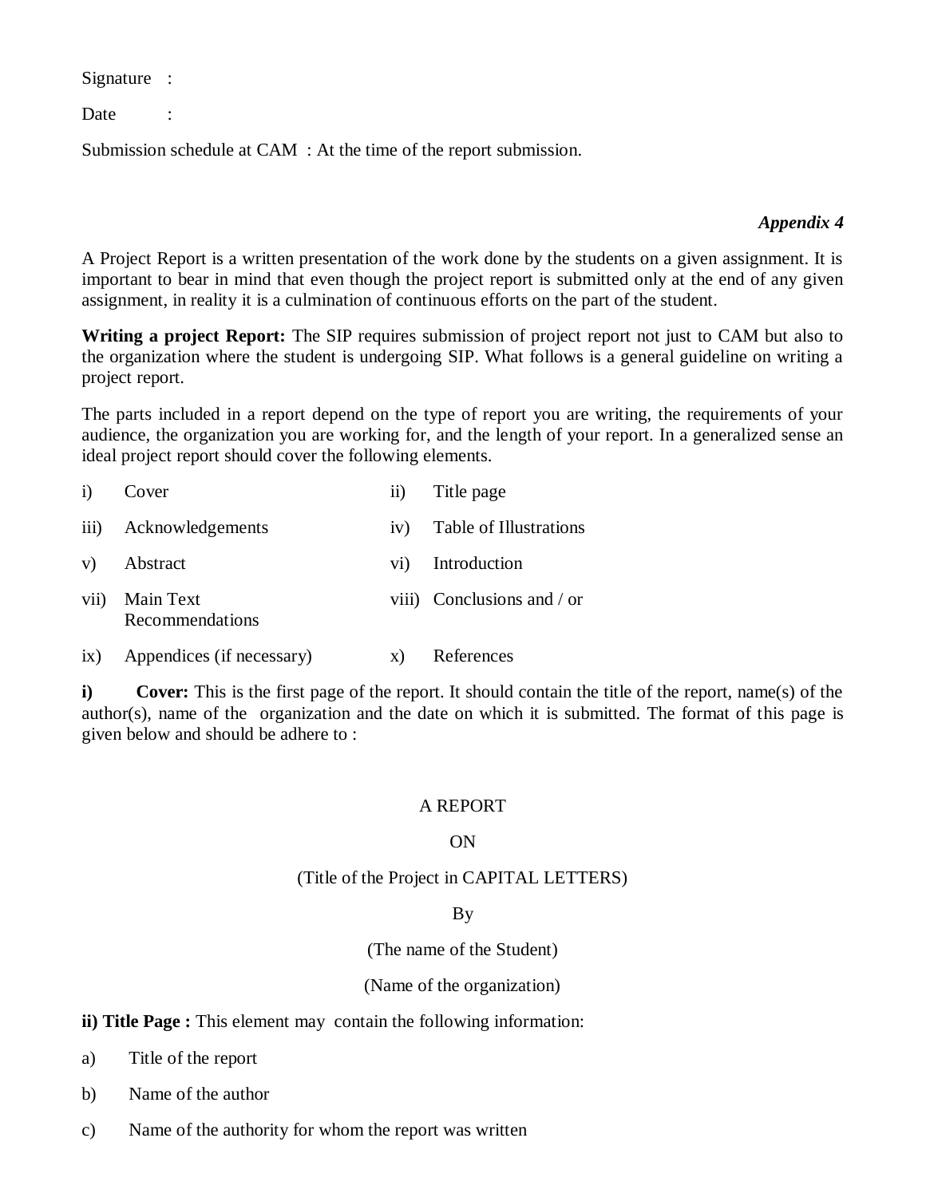Signature :

Date :

Submission schedule at CAM : At the time of the report submission.

***Appendix 4***

A Project Report is a written presentation of the work done by the students on a given assignment. It is important to bear in mind that even though the project report is submitted only at the end of any given assignment, in reality it is a culmination of continuous efforts on the part of the student.

**Writing a project Report:** The SIP requires submission of project report not just to CAM but also to the organization where the student is undergoing SIP. What follows is a general guideline on writing a project report.

The parts included in a report depend on the type of report you are writing, the requirements of your audience, the organization you are working for, and the length of your report. In a generalized sense an ideal project report should cover the following elements.

i) Cover

ii) Title page

iii) Acknowledgements

iv) Table of Illustrations

v) Abstract

vi) Introduction

vii) Main Text

viii) Conclusions and / or Recommendations

ix) Appendices (if necessary)

x) References

**i) Cover:** This is the first page of the report. It should contain the title of the report, name(s) of the author(s), name of the organization and the date on which it is submitted. The format of this page is given below and should be adhere to :

A REPORT

ON

(Title of the Project in CAPITAL LETTERS)

By

(The name of the Student)

(Name of the organization)

**ii) Title Page :** This element may contain the following information:

a) Title of the report

b) Name of the author

c) Name of the authority for whom the report was written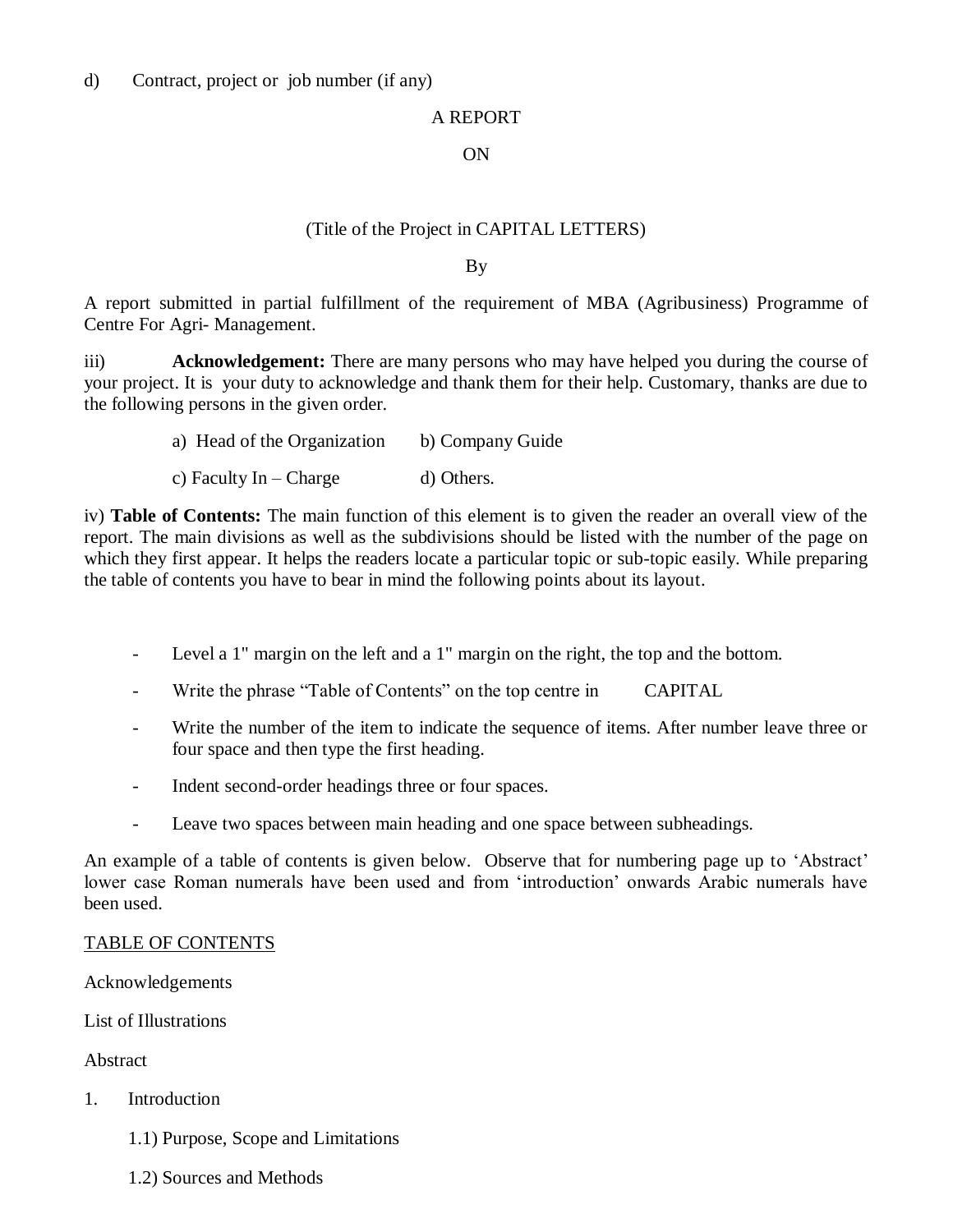d) Contract, project or job number (if any)

A REPORT

ON

(Title of the Project in CAPITAL LETTERS)

By

A report submitted in partial fulfillment of the requirement of MBA (Agribusiness) Programme of Centre For Agri- Management.

iii) **Acknowledgement:** There are many persons who may have helped you during the course of your project. It is your duty to acknowledge and thank them for their help. Customary, thanks are due to the following persons in the given order.

a) Head of the Organization b) Company Guide

c) Faculty In – Charge d) Others.

iv) **Table of Contents:** The main function of this element is to given the reader an overall view of the report. The main divisions as well as the subdivisions should be listed with the number of the page on which they first appear. It helps the readers locate a particular topic or sub-topic easily. While preparing the table of contents you have to bear in mind the following points about its layout.

- Level a 1" margin on the left and a 1" margin on the right, the top and the bottom.
- Write the phrase "Table of Contents" on the top centre in CAPITAL
- Write the number of the item to indicate the sequence of items. After number leave three or four space and then type the first heading.
- Indent second-order headings three or four spaces.
- Leave two spaces between main heading and one space between subheadings.

An example of a table of contents is given below. Observe that for numbering page up to 'Abstract' lower case Roman numerals have been used and from 'introduction' onwards Arabic numerals have been used.

<u>TABLE OF CONTENTS</u>

Acknowledgements

List of Illustrations

Abstract

1. Introduction

   1.1) Purpose, Scope and Limitations

   1.2) Sources and Methods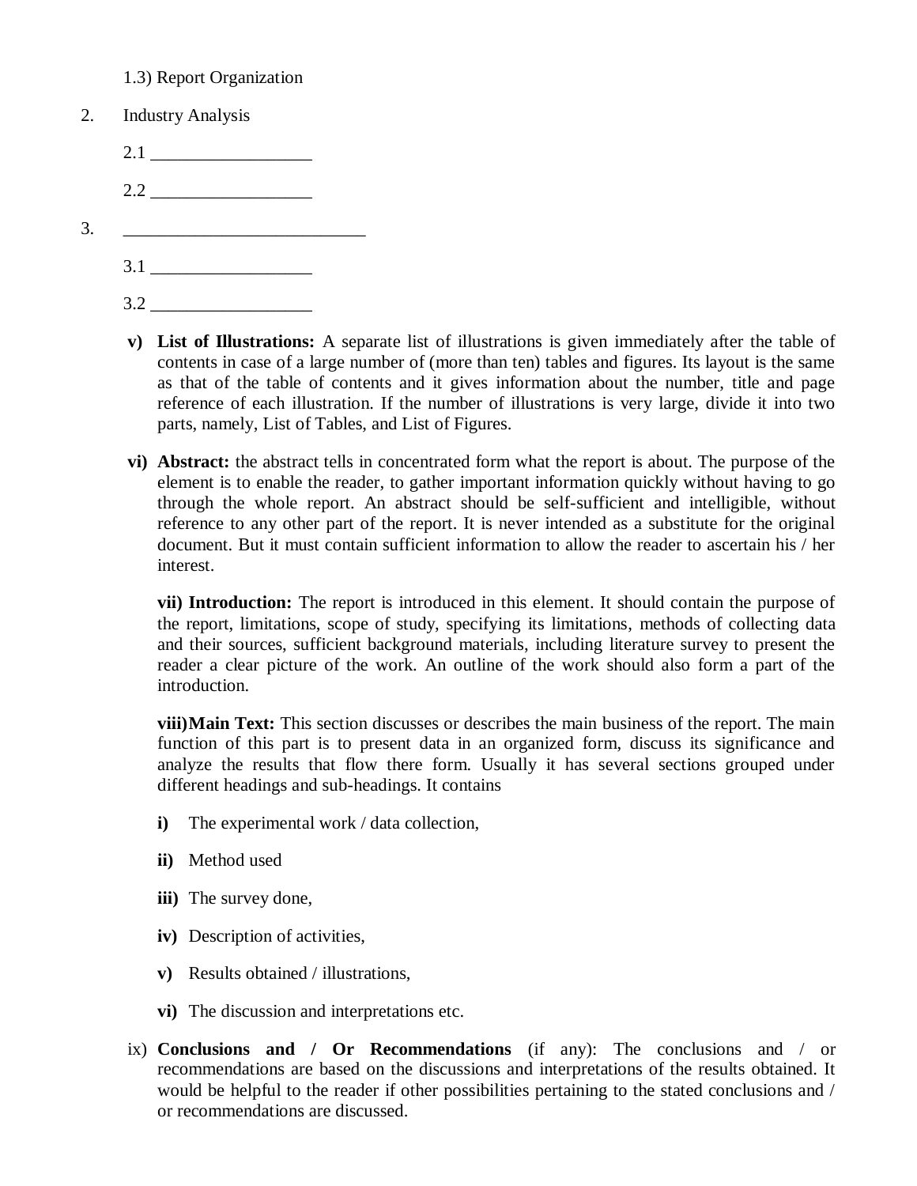1.3) Report Organization

2. Industry Analysis

   2.1 __________________

   2.2 __________________

3. ____________________________

   3.1 __________________

   3.2 __________________

**v) List of Illustrations:** A separate list of illustrations is given immediately after the table of contents in case of a large number of (more than ten) tables and figures. Its layout is the same as that of the table of contents and it gives information about the number, title and page reference of each illustration. If the number of illustrations is very large, divide it into two parts, namely, List of Tables, and List of Figures.

**vi) Abstract:** the abstract tells in concentrated form what the report is about. The purpose of the element is to enable the reader, to gather important information quickly without having to go through the whole report. An abstract should be self-sufficient and intelligible, without reference to any other part of the report. It is never intended as a substitute for the original document. But it must contain sufficient information to allow the reader to ascertain his / her interest.

**vii) Introduction:** The report is introduced in this element. It should contain the purpose of the report, limitations, scope of study, specifying its limitations, methods of collecting data and their sources, sufficient background materials, including literature survey to present the reader a clear picture of the work. An outline of the work should also form a part of the introduction.

**viii)Main Text:** This section discusses or describes the main business of the report. The main function of this part is to present data in an organized form, discuss its significance and analyze the results that flow there form. Usually it has several sections grouped under different headings and sub-headings. It contains

**i)** The experimental work / data collection,

**ii)** Method used

**iii)** The survey done,

**iv)** Description of activities,

**v)** Results obtained / illustrations,

**vi)** The discussion and interpretations etc.

ix) **Conclusions and / Or Recommendations** (if any): The conclusions and / or recommendations are based on the discussions and interpretations of the results obtained. It would be helpful to the reader if other possibilities pertaining to the stated conclusions and / or recommendations are discussed.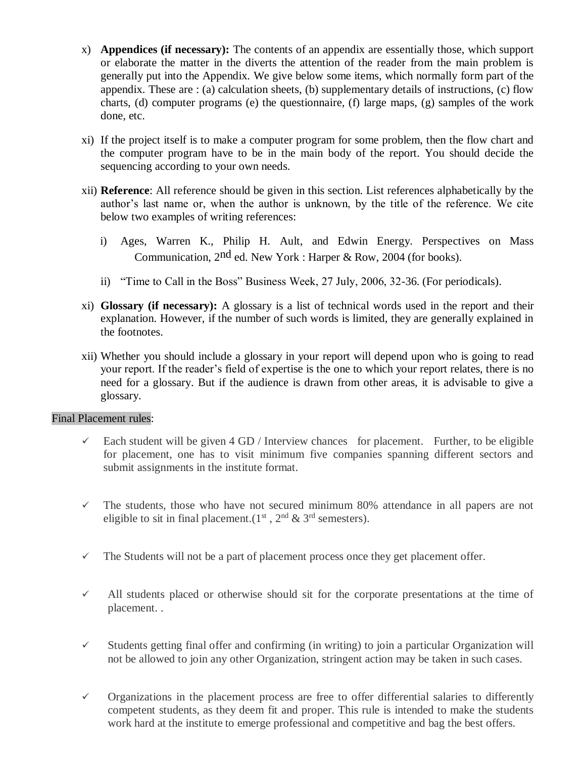x) **Appendices (if necessary):** The contents of an appendix are essentially those, which support or elaborate the matter in the diverts the attention of the reader from the main problem is generally put into the Appendix. We give below some items, which normally form part of the appendix. These are : (a) calculation sheets, (b) supplementary details of instructions, (c) flow charts, (d) computer programs (e) the questionnaire, (f) large maps, (g) samples of the work done, etc.

xi) If the project itself is to make a computer program for some problem, then the flow chart and the computer program have to be in the main body of the report. You should decide the sequencing according to your own needs.

xii) **Reference**: All reference should be given in this section. List references alphabetically by the author's last name or, when the author is unknown, by the title of the reference. We cite below two examples of writing references:

   i) Ages, Warren K., Philip H. Ault, and Edwin Energy. Perspectives on Mass Communication, 2nd ed. New York : Harper & Row, 2004 (for books).

   ii) "Time to Call in the Boss" Business Week, 27 July, 2006, 32-36. (For periodicals).

xi) **Glossary (if necessary):** A glossary is a list of technical words used in the report and their explanation. However, if the number of such words is limited, they are generally explained in the footnotes.

xii) Whether you should include a glossary in your report will depend upon who is going to read your report. If the reader's field of expertise is the one to which your report relates, there is no need for a glossary. But if the audience is drawn from other areas, it is advisable to give a glossary.

Final Placement rules:

- ✓ Each student will be given 4 GD / Interview chances for placement. Further, to be eligible for placement, one has to visit minimum five companies spanning different sectors and submit assignments in the institute format.

- ✓ The students, those who have not secured minimum 80% attendance in all papers are not eligible to sit in final placement.(1st , 2nd & 3rd semesters).

- ✓ The Students will not be a part of placement process once they get placement offer.

- ✓ All students placed or otherwise should sit for the corporate presentations at the time of placement. .

- ✓ Students getting final offer and confirming (in writing) to join a particular Organization will not be allowed to join any other Organization, stringent action may be taken in such cases.

- ✓ Organizations in the placement process are free to offer differential salaries to differently competent students, as they deem fit and proper. This rule is intended to make the students work hard at the institute to emerge professional and competitive and bag the best offers.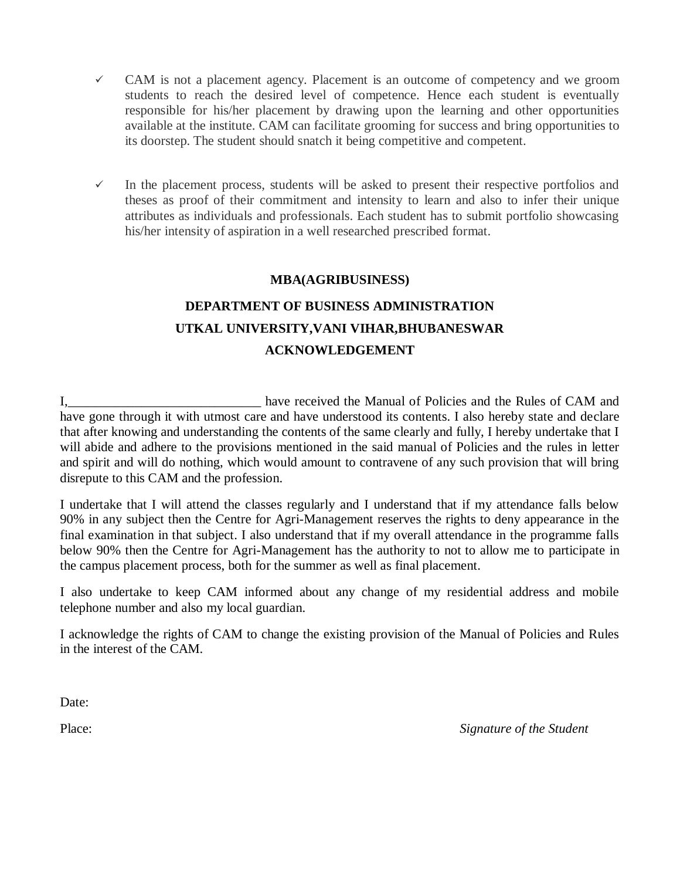- ✓ CAM is not a placement agency. Placement is an outcome of competency and we groom students to reach the desired level of competence. Hence each student is eventually responsible for his/her placement by drawing upon the learning and other opportunities available at the institute. CAM can facilitate grooming for success and bring opportunities to its doorstep. The student should snatch it being competitive and competent.

- ✓ In the placement process, students will be asked to present their respective portfolios and theses as proof of their commitment and intensity to learn and also to infer their unique attributes as individuals and professionals. Each student has to submit portfolio showcasing his/her intensity of aspiration in a well researched prescribed format.

**MBA(AGRIBUSINESS)**

**DEPARTMENT OF BUSINESS ADMINISTRATION**

**UTKAL UNIVERSITY,VANI VIHAR,BHUBANESWAR**

**ACKNOWLEDGEMENT**

I,_____________________________ have received the Manual of Policies and the Rules of CAM and have gone through it with utmost care and have understood its contents. I also hereby state and declare that after knowing and understanding the contents of the same clearly and fully, I hereby undertake that I will abide and adhere to the provisions mentioned in the said manual of Policies and the rules in letter and spirit and will do nothing, which would amount to contravene of any such provision that will bring disrepute to this CAM and the profession.

I undertake that I will attend the classes regularly and I understand that if my attendance falls below 90% in any subject then the Centre for Agri-Management reserves the rights to deny appearance in the final examination in that subject. I also understand that if my overall attendance in the programme falls below 90% then the Centre for Agri-Management has the authority to not to allow me to participate in the campus placement process, both for the summer as well as final placement.

I also undertake to keep CAM informed about any change of my residential address and mobile telephone number and also my local guardian.

I acknowledge the rights of CAM to change the existing provision of the Manual of Policies and Rules in the interest of the CAM.

Date:

Place: *Signature of the Student*